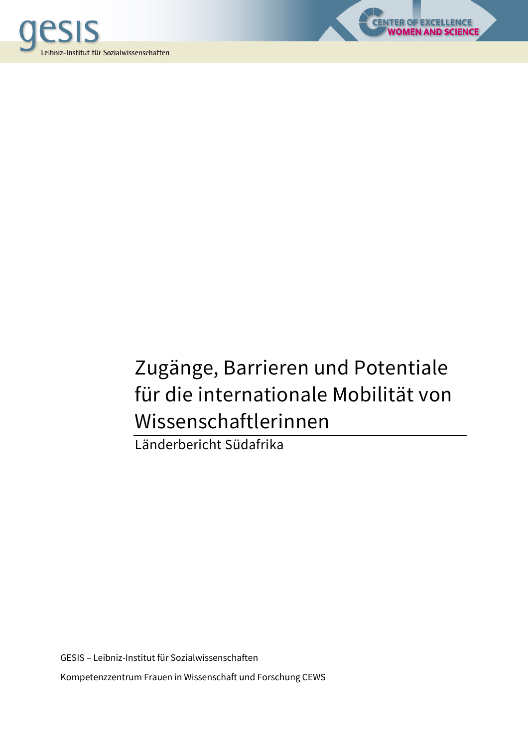# Zugänge, Barrieren und Potentiale für die internationale Mobilität von Wissenschaftlerinnen

Länderbericht Südafrika

GESIS – Leibniz-Institut für Sozialwissenschaften

Kompetenzzentrum Frauen in Wissenschaft und Forschung CEWS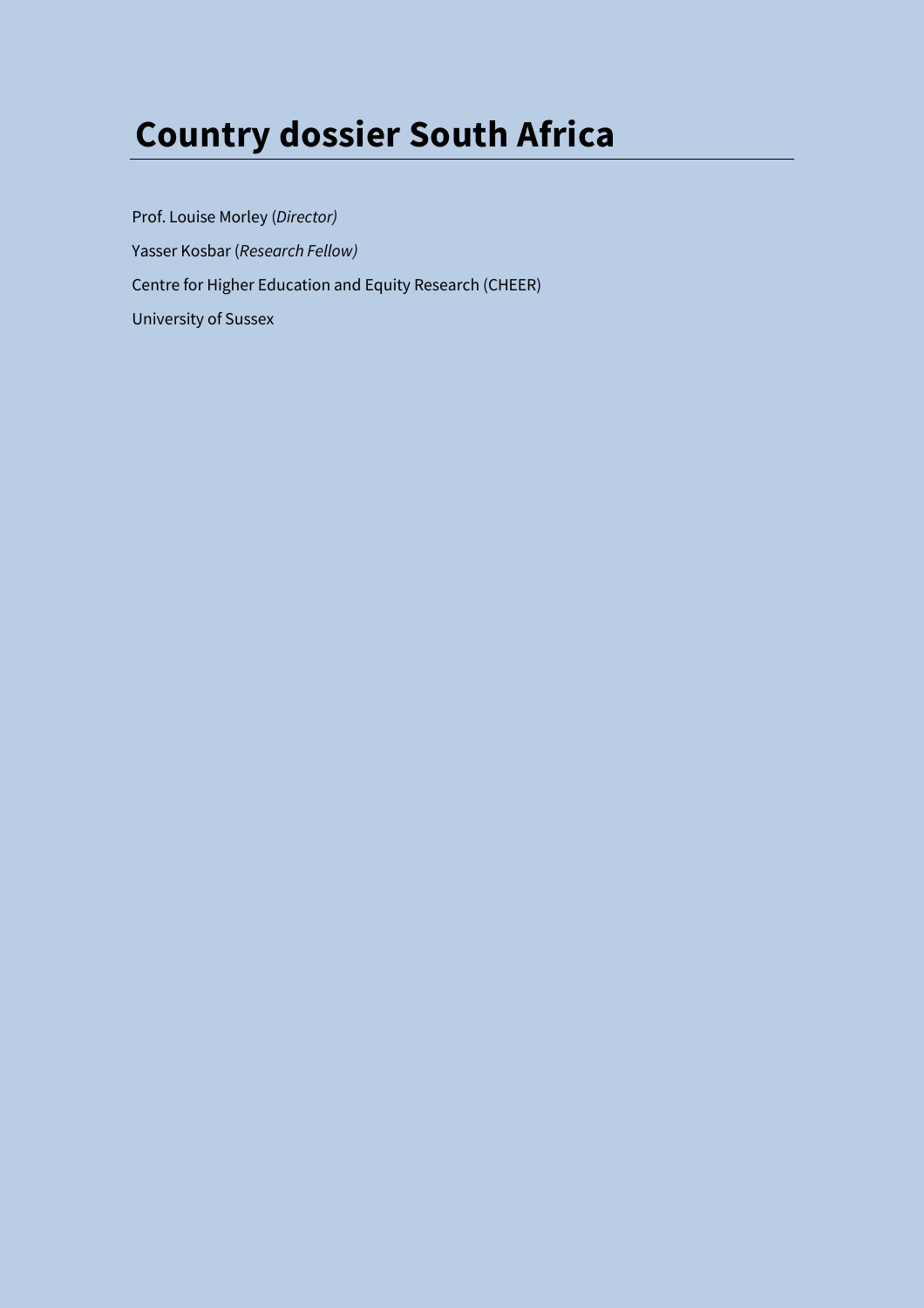# Country dossier South Africa

Prof. Louise Morley (*Director)*

Yasser Kosbar (*Research Fellow)*

Centre for Higher Education and Equity Research (CHEER)

University of Sussex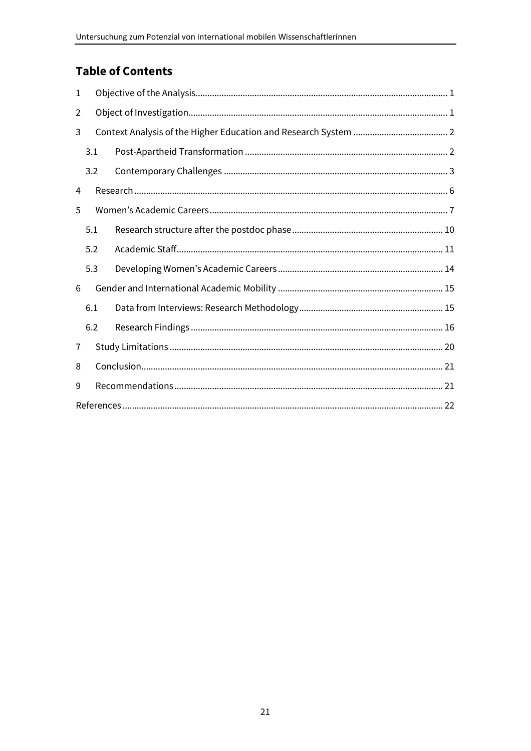## Table of Contents

1 Objective of the Analysis ..... 1

2 Object of Investigation ..... 1

3 Context Analysis of the Higher Education and Research System ..... 2

 3.1 Post-Apartheid Transformation ..... 2

 3.2 Contemporary Challenges ..... 3

4 Research ..... 6

5 Women's Academic Careers ..... 7

 5.1 Research structure after the postdoc phase ..... 10

 5.2 Academic Staff ..... 11

 5.3 Developing Women's Academic Careers ..... 14

6 Gender and International Academic Mobility ..... 15

 6.1 Data from Interviews: Research Methodology ..... 15

 6.2 Research Findings ..... 16

7 Study Limitations ..... 20

8 Conclusion ..... 21

9 Recommendations ..... 21

References ..... 22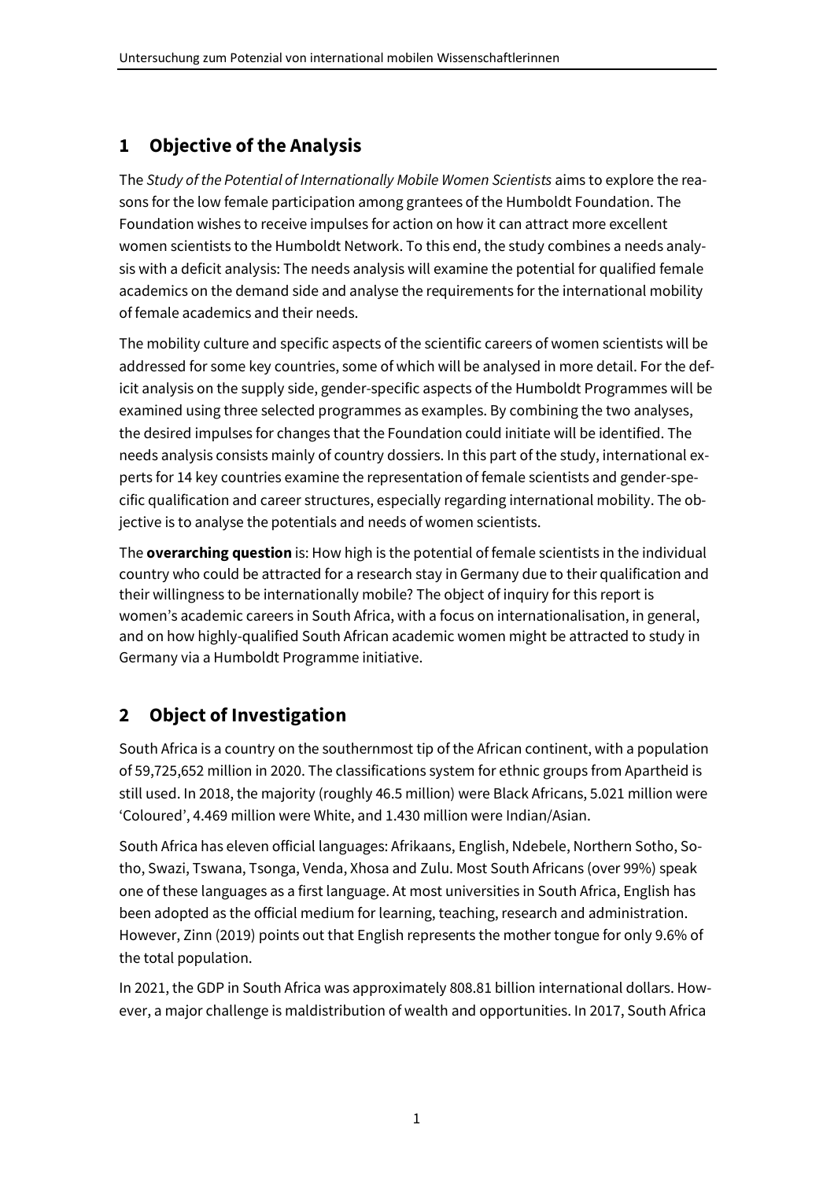## 1 Objective of the Analysis

The *Study of the Potential of Internationally Mobile Women Scientists* aims to explore the reasons for the low female participation among grantees of the Humboldt Foundation. The Foundation wishes to receive impulses for action on how it can attract more excellent women scientists to the Humboldt Network. To this end, the study combines a needs analysis with a deficit analysis: The needs analysis will examine the potential for qualified female academics on the demand side and analyse the requirements for the international mobility of female academics and their needs.

The mobility culture and specific aspects of the scientific careers of women scientists will be addressed for some key countries, some of which will be analysed in more detail. For the deficit analysis on the supply side, gender-specific aspects of the Humboldt Programmes will be examined using three selected programmes as examples. By combining the two analyses, the desired impulses for changes that the Foundation could initiate will be identified. The needs analysis consists mainly of country dossiers. In this part of the study, international experts for 14 key countries examine the representation of female scientists and gender-specific qualification and career structures, especially regarding international mobility. The objective is to analyse the potentials and needs of women scientists.

The **overarching question** is: How high is the potential of female scientists in the individual country who could be attracted for a research stay in Germany due to their qualification and their willingness to be internationally mobile? The object of inquiry for this report is women's academic careers in South Africa, with a focus on internationalisation, in general, and on how highly-qualified South African academic women might be attracted to study in Germany via a Humboldt Programme initiative.

## 2 Object of Investigation

South Africa is a country on the southernmost tip of the African continent, with a population of 59,725,652 million in 2020. The classifications system for ethnic groups from Apartheid is still used. In 2018, the majority (roughly 46.5 million) were Black Africans, 5.021 million were 'Coloured', 4.469 million were White, and 1.430 million were Indian/Asian.

South Africa has eleven official languages: Afrikaans, English, Ndebele, Northern Sotho, Sotho, Swazi, Tswana, Tsonga, Venda, Xhosa and Zulu. Most South Africans (over 99%) speak one of these languages as a first language. At most universities in South Africa, English has been adopted as the official medium for learning, teaching, research and administration. However, Zinn (2019) points out that English represents the mother tongue for only 9.6% of the total population.

In 2021, the GDP in South Africa was approximately 808.81 billion international dollars. However, a major challenge is maldistribution of wealth and opportunities. In 2017, South Africa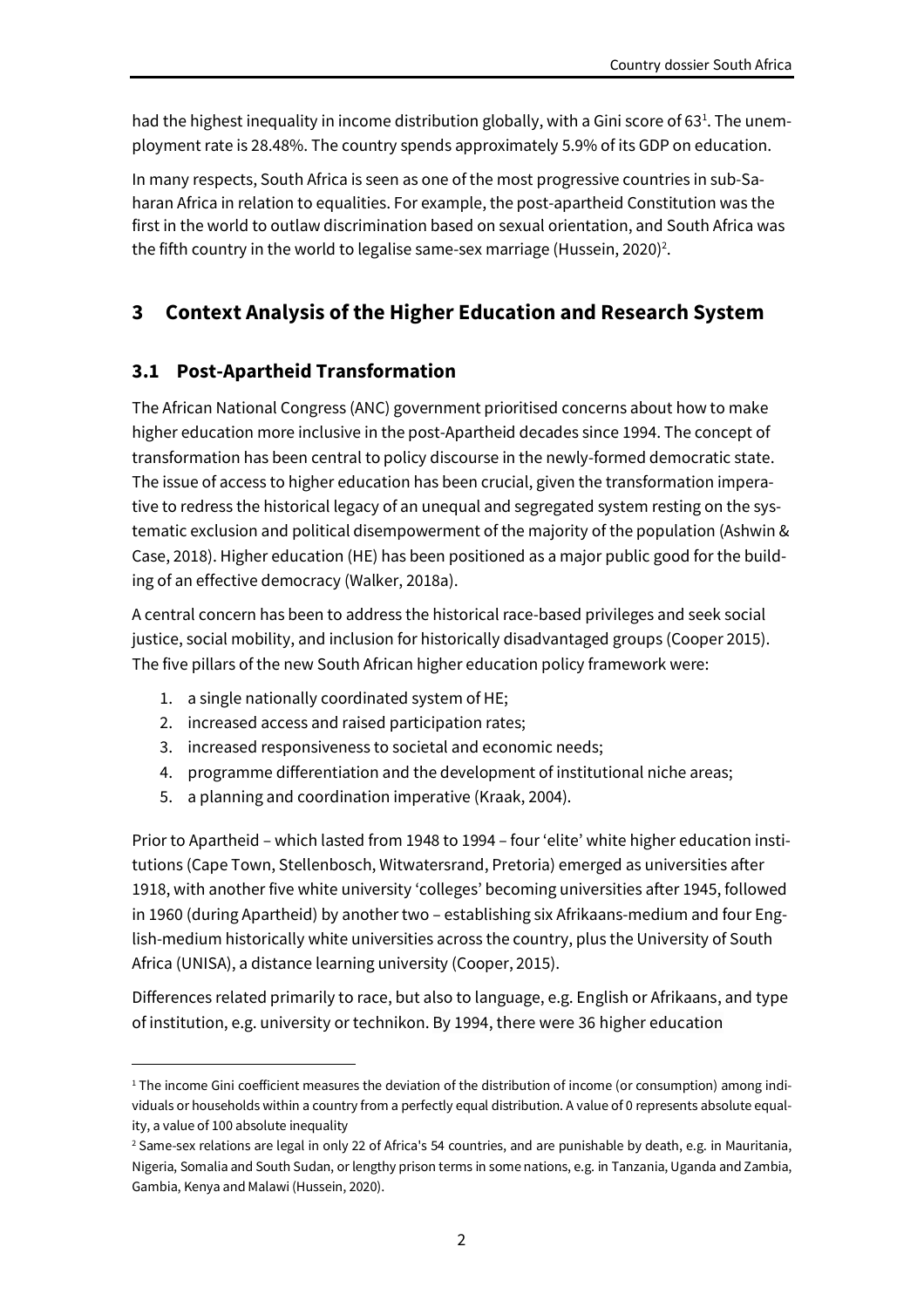had the highest inequality in income distribution globally, with a Gini score of 63[1]. The unemployment rate is 28.48%. The country spends approximately 5.9% of its GDP on education.

In many respects, South Africa is seen as one of the most progressive countries in sub-Saharan Africa in relation to equalities. For example, the post-apartheid Constitution was the first in the world to outlaw discrimination based on sexual orientation, and South Africa was the fifth country in the world to legalise same-sex marriage (Hussein, 2020)[2].

## 3 Context Analysis of the Higher Education and Research System

### 3.1 Post-Apartheid Transformation

The African National Congress (ANC) government prioritised concerns about how to make higher education more inclusive in the post-Apartheid decades since 1994. The concept of transformation has been central to policy discourse in the newly-formed democratic state. The issue of access to higher education has been crucial, given the transformation imperative to redress the historical legacy of an unequal and segregated system resting on the systematic exclusion and political disempowerment of the majority of the population (Ashwin & Case, 2018). Higher education (HE) has been positioned as a major public good for the building of an effective democracy (Walker, 2018a).

A central concern has been to address the historical race-based privileges and seek social justice, social mobility, and inclusion for historically disadvantaged groups (Cooper 2015). The five pillars of the new South African higher education policy framework were:

1. a single nationally coordinated system of HE;
2. increased access and raised participation rates;
3. increased responsiveness to societal and economic needs;
4. programme differentiation and the development of institutional niche areas;
5. a planning and coordination imperative (Kraak, 2004).

Prior to Apartheid – which lasted from 1948 to 1994 – four 'elite' white higher education institutions (Cape Town, Stellenbosch, Witwatersrand, Pretoria) emerged as universities after 1918, with another five white university 'colleges' becoming universities after 1945, followed in 1960 (during Apartheid) by another two – establishing six Afrikaans-medium and four English-medium historically white universities across the country, plus the University of South Africa (UNISA), a distance learning university (Cooper, 2015).

Differences related primarily to race, but also to language, e.g. English or Afrikaans, and type of institution, e.g. university or technikon. By 1994, there were 36 higher education

---

[1] The income Gini coefficient measures the deviation of the distribution of income (or consumption) among individuals or households within a country from a perfectly equal distribution. A value of 0 represents absolute equality, a value of 100 absolute inequality

[2] Same-sex relations are legal in only 22 of Africa's 54 countries, and are punishable by death, e.g. in Mauritania, Nigeria, Somalia and South Sudan, or lengthy prison terms in some nations, e.g. in Tanzania, Uganda and Zambia, Gambia, Kenya and Malawi (Hussein, 2020).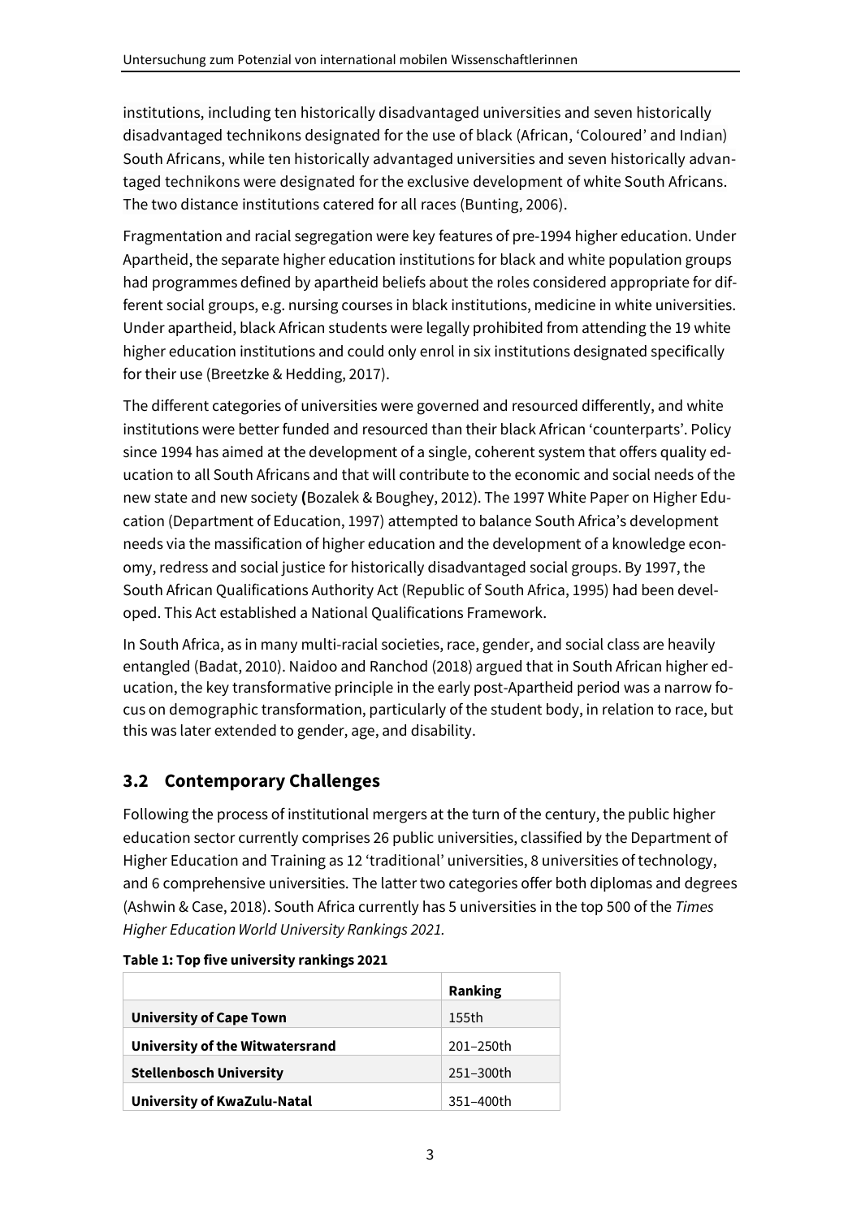institutions, including ten historically disadvantaged universities and seven historically disadvantaged technikons designated for the use of black (African, 'Coloured' and Indian) South Africans, while ten historically advantaged universities and seven historically advantaged technikons were designated for the exclusive development of white South Africans. The two distance institutions catered for all races (Bunting, 2006).

Fragmentation and racial segregation were key features of pre-1994 higher education. Under Apartheid, the separate higher education institutions for black and white population groups had programmes defined by apartheid beliefs about the roles considered appropriate for different social groups, e.g. nursing courses in black institutions, medicine in white universities. Under apartheid, black African students were legally prohibited from attending the 19 white higher education institutions and could only enrol in six institutions designated specifically for their use (Breetzke & Hedding, 2017).

The different categories of universities were governed and resourced differently, and white institutions were better funded and resourced than their black African 'counterparts'. Policy since 1994 has aimed at the development of a single, coherent system that offers quality education to all South Africans and that will contribute to the economic and social needs of the new state and new society **(**Bozalek & Boughey, 2012). The 1997 White Paper on Higher Education (Department of Education, 1997) attempted to balance South Africa's development needs via the massification of higher education and the development of a knowledge economy, redress and social justice for historically disadvantaged social groups. By 1997, the South African Qualifications Authority Act (Republic of South Africa, 1995) had been developed. This Act established a National Qualifications Framework.

In South Africa, as in many multi-racial societies, race, gender, and social class are heavily entangled (Badat, 2010). Naidoo and Ranchod (2018) argued that in South African higher education, the key transformative principle in the early post-Apartheid period was a narrow focus on demographic transformation, particularly of the student body, in relation to race, but this was later extended to gender, age, and disability.

## 3.2 Contemporary Challenges

Following the process of institutional mergers at the turn of the century, the public higher education sector currently comprises 26 public universities, classified by the Department of Higher Education and Training as 12 'traditional' universities, 8 universities of technology, and 6 comprehensive universities. The latter two categories offer both diplomas and degrees (Ashwin & Case, 2018). South Africa currently has 5 universities in the top 500 of the *Times Higher Education World University Rankings 2021.*

**Table 1: Top five university rankings 2021**

| | **Ranking** |
|---|---|
| **University of Cape Town** | 155th |
| **University of the Witwatersrand** | 201–250th |
| **Stellenbosch University** | 251–300th |
| **University of KwaZulu-Natal** | 351–400th |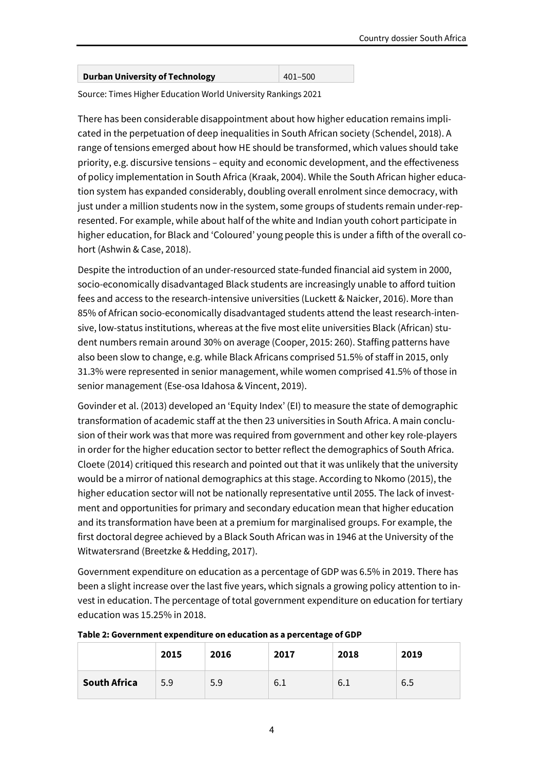| **Durban University of Technology** | 401–500 |
|---|---|

Source: Times Higher Education World University Rankings 2021

There has been considerable disappointment about how higher education remains implicated in the perpetuation of deep inequalities in South African society (Schendel, 2018). A range of tensions emerged about how HE should be transformed, which values should take priority, e.g. discursive tensions – equity and economic development, and the effectiveness of policy implementation in South Africa (Kraak, 2004). While the South African higher education system has expanded considerably, doubling overall enrolment since democracy, with just under a million students now in the system, some groups of students remain under-represented. For example, while about half of the white and Indian youth cohort participate in higher education, for Black and 'Coloured' young people this is under a fifth of the overall cohort (Ashwin & Case, 2018).

Despite the introduction of an under-resourced state-funded financial aid system in 2000, socio-economically disadvantaged Black students are increasingly unable to afford tuition fees and access to the research-intensive universities (Luckett & Naicker, 2016). More than 85% of African socio-economically disadvantaged students attend the least research-intensive, low-status institutions, whereas at the five most elite universities Black (African) student numbers remain around 30% on average (Cooper, 2015: 260). Staffing patterns have also been slow to change, e.g. while Black Africans comprised 51.5% of staff in 2015, only 31.3% were represented in senior management, while women comprised 41.5% of those in senior management (Ese-osa Idahosa & Vincent, 2019).

Govinder et al. (2013) developed an 'Equity Index' (EI) to measure the state of demographic transformation of academic staff at the then 23 universities in South Africa. A main conclusion of their work was that more was required from government and other key role-players in order for the higher education sector to better reflect the demographics of South Africa. Cloete (2014) critiqued this research and pointed out that it was unlikely that the university would be a mirror of national demographics at this stage. According to Nkomo (2015), the higher education sector will not be nationally representative until 2055. The lack of investment and opportunities for primary and secondary education mean that higher education and its transformation have been at a premium for marginalised groups. For example, the first doctoral degree achieved by a Black South African was in 1946 at the University of the Witwatersrand (Breetzke & Hedding, 2017).

Government expenditure on education as a percentage of GDP was 6.5% in 2019. There has been a slight increase over the last five years, which signals a growing policy attention to invest in education. The percentage of total government expenditure on education for tertiary education was 15.25% in 2018.

**Table 2: Government expenditure on education as a percentage of GDP**

| | 2015 | 2016 | 2017 | 2018 | 2019 |
|---|---|---|---|---|---|
| **South Africa** | 5.9 | 5.9 | 6.1 | 6.1 | 6.5 |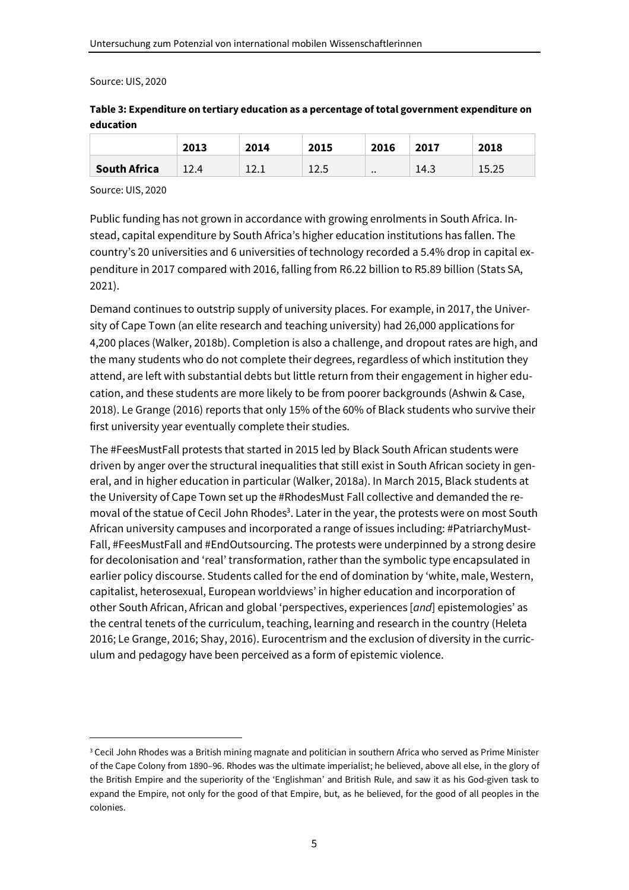Source: UIS, 2020

**Table 3: Expenditure on tertiary education as a percentage of total government expenditure on education**

| | 2013 | 2014 | 2015 | 2016 | 2017 | 2018 |
|---|---|---|---|---|---|---|
| **South Africa** | 12.4 | 12.1 | 12.5 | .. | 14.3 | 15.25 |

Source: UIS, 2020

Public funding has not grown in accordance with growing enrolments in South Africa. Instead, capital expenditure by South Africa's higher education institutions has fallen. The country's 20 universities and 6 universities of technology recorded a 5.4% drop in capital expenditure in 2017 compared with 2016, falling from R6.22 billion to R5.89 billion (Stats SA, 2021).

Demand continues to outstrip supply of university places. For example, in 2017, the University of Cape Town (an elite research and teaching university) had 26,000 applications for 4,200 places (Walker, 2018b). Completion is also a challenge, and dropout rates are high, and the many students who do not complete their degrees, regardless of which institution they attend, are left with substantial debts but little return from their engagement in higher education, and these students are more likely to be from poorer backgrounds (Ashwin & Case, 2018). Le Grange (2016) reports that only 15% of the 60% of Black students who survive their first university year eventually complete their studies.

The #FeesMustFall protests that started in 2015 led by Black South African students were driven by anger over the structural inequalities that still exist in South African society in general, and in higher education in particular (Walker, 2018a). In March 2015, Black students at the University of Cape Town set up the #RhodesMust Fall collective and demanded the removal of the statue of Cecil John Rhodes[3]. Later in the year, the protests were on most South African university campuses and incorporated a range of issues including: #PatriarchyMustFall, #FeesMustFall and #EndOutsourcing. The protests were underpinned by a strong desire for decolonisation and 'real' transformation, rather than the symbolic type encapsulated in earlier policy discourse. Students called for the end of domination by 'white, male, Western, capitalist, heterosexual, European worldviews' in higher education and incorporation of other South African, African and global 'perspectives, experiences [*and*] epistemologies' as the central tenets of the curriculum, teaching, learning and research in the country (Heleta 2016; Le Grange, 2016; Shay, 2016). Eurocentrism and the exclusion of diversity in the curriculum and pedagogy have been perceived as a form of epistemic violence.

---

[3] Cecil John Rhodes was a British mining magnate and politician in southern Africa who served as Prime Minister of the Cape Colony from 1890–96. Rhodes was the ultimate imperialist; he believed, above all else, in the glory of the British Empire and the superiority of the 'Englishman' and British Rule, and saw it as his God-given task to expand the Empire, not only for the good of that Empire, but, as he believed, for the good of all peoples in the colonies.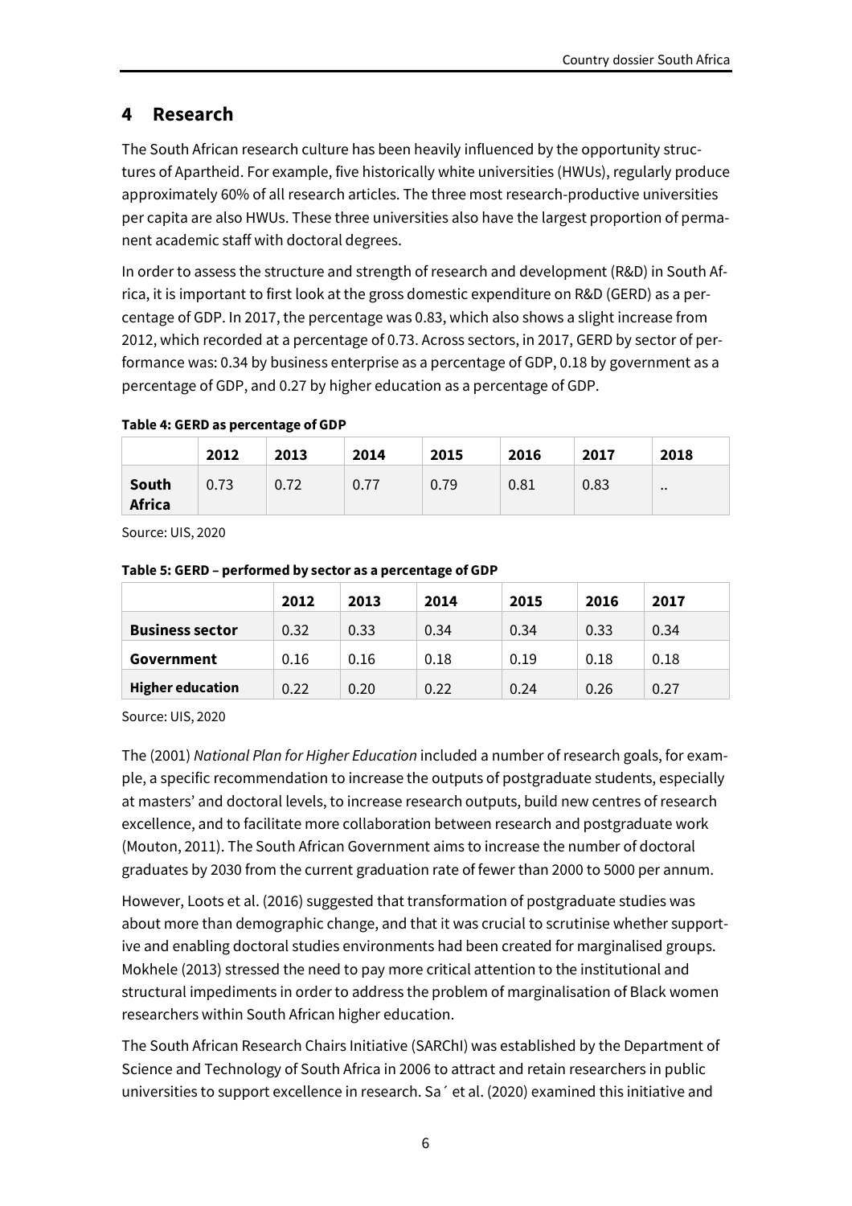## 4 Research

The South African research culture has been heavily influenced by the opportunity structures of Apartheid. For example, five historically white universities (HWUs), regularly produce approximately 60% of all research articles. The three most research-productive universities per capita are also HWUs. These three universities also have the largest proportion of permanent academic staff with doctoral degrees.

In order to assess the structure and strength of research and development (R&D) in South Africa, it is important to first look at the gross domestic expenditure on R&D (GERD) as a percentage of GDP. In 2017, the percentage was 0.83, which also shows a slight increase from 2012, which recorded at a percentage of 0.73. Across sectors, in 2017, GERD by sector of performance was: 0.34 by business enterprise as a percentage of GDP, 0.18 by government as a percentage of GDP, and 0.27 by higher education as a percentage of GDP.

**Table 4: GERD as percentage of GDP**

| | 2012 | 2013 | 2014 | 2015 | 2016 | 2017 | 2018 |
|---|---|---|---|---|---|---|---|
| **South Africa** | 0.73 | 0.72 | 0.77 | 0.79 | 0.81 | 0.83 | .. |

Source: UIS, 2020

**Table 5: GERD – performed by sector as a percentage of GDP**

| | 2012 | 2013 | 2014 | 2015 | 2016 | 2017 |
|---|---|---|---|---|---|---|
| **Business sector** | 0.32 | 0.33 | 0.34 | 0.34 | 0.33 | 0.34 |
| **Government** | 0.16 | 0.16 | 0.18 | 0.19 | 0.18 | 0.18 |
| **Higher education** | 0.22 | 0.20 | 0.22 | 0.24 | 0.26 | 0.27 |

Source: UIS, 2020

The (2001) *National Plan for Higher Education* included a number of research goals, for example, a specific recommendation to increase the outputs of postgraduate students, especially at masters' and doctoral levels, to increase research outputs, build new centres of research excellence, and to facilitate more collaboration between research and postgraduate work (Mouton, 2011). The South African Government aims to increase the number of doctoral graduates by 2030 from the current graduation rate of fewer than 2000 to 5000 per annum.

However, Loots et al. (2016) suggested that transformation of postgraduate studies was about more than demographic change, and that it was crucial to scrutinise whether supportive and enabling doctoral studies environments had been created for marginalised groups. Mokhele (2013) stressed the need to pay more critical attention to the institutional and structural impediments in order to address the problem of marginalisation of Black women researchers within South African higher education.

The South African Research Chairs Initiative (SARChI) was established by the Department of Science and Technology of South Africa in 2006 to attract and retain researchers in public universities to support excellence in research. Sa´ et al. (2020) examined this initiative and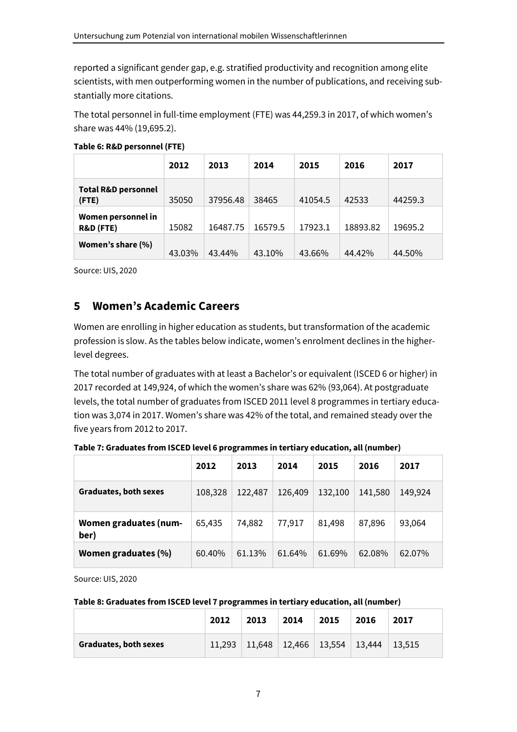reported a significant gender gap, e.g. stratified productivity and recognition among elite scientists, with men outperforming women in the number of publications, and receiving substantially more citations.

The total personnel in full-time employment (FTE) was 44,259.3 in 2017, of which women's share was 44% (19,695.2).

**Table 6: R&D personnel (FTE)**

| | 2012 | 2013 | 2014 | 2015 | 2016 | 2017 |
|---|---|---|---|---|---|---|
| **Total R&D personnel (FTE)** | 35050 | 37956.48 | 38465 | 41054.5 | 42533 | 44259.3 |
| **Women personnel in R&D (FTE)** | 15082 | 16487.75 | 16579.5 | 17923.1 | 18893.82 | 19695.2 |
| **Women's share (%)** | 43.03% | 43.44% | 43.10% | 43.66% | 44.42% | 44.50% |

Source: UIS, 2020

## 5 Women's Academic Careers

Women are enrolling in higher education as students, but transformation of the academic profession is slow. As the tables below indicate, women's enrolment declines in the higher-level degrees.

The total number of graduates with at least a Bachelor's or equivalent (ISCED 6 or higher) in 2017 recorded at 149,924, of which the women's share was 62% (93,064). At postgraduate levels, the total number of graduates from ISCED 2011 level 8 programmes in tertiary education was 3,074 in 2017. Women's share was 42% of the total, and remained steady over the five years from 2012 to 2017.

**Table 7: Graduates from ISCED level 6 programmes in tertiary education, all (number)**

| | 2012 | 2013 | 2014 | 2015 | 2016 | 2017 |
|---|---|---|---|---|---|---|
| **Graduates, both sexes** | 108,328 | 122,487 | 126,409 | 132,100 | 141,580 | 149,924 |
| **Women graduates (number)** | 65,435 | 74,882 | 77,917 | 81,498 | 87,896 | 93,064 |
| **Women graduates (%)** | 60.40% | 61.13% | 61.64% | 61.69% | 62.08% | 62.07% |

Source: UIS, 2020

**Table 8: Graduates from ISCED level 7 programmes in tertiary education, all (number)**

| | 2012 | 2013 | 2014 | 2015 | 2016 | 2017 |
|---|---|---|---|---|---|---|
| **Graduates, both sexes** | 11,293 | 11,648 | 12,466 | 13,554 | 13,444 | 13,515 |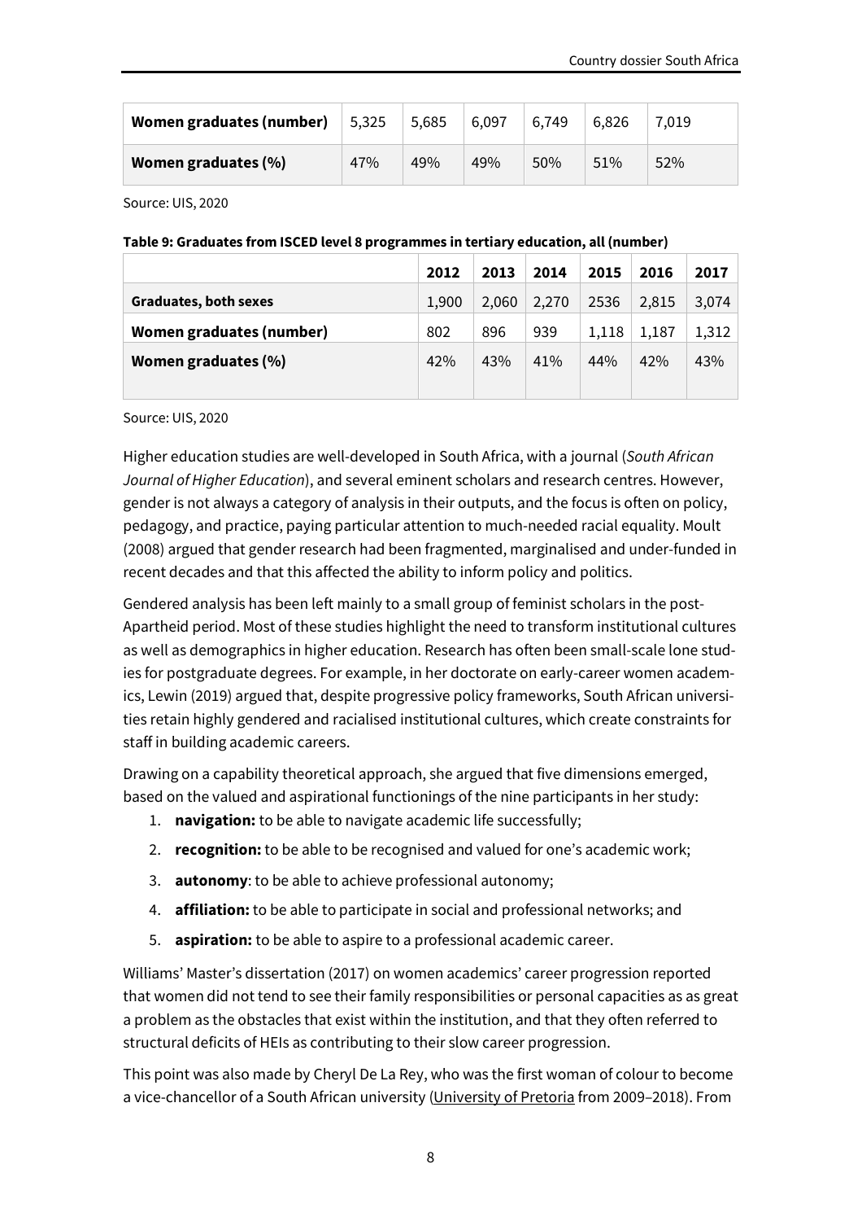| Women graduates (number) | 5,325 | 5,685 | 6,097 | 6,749 | 6,826 | 7,019 |
|---|---|---|---|---|---|---|
| **Women graduates (%)** | 47% | 49% | 49% | 50% | 51% | 52% |

Source: UIS, 2020

**Table 9: Graduates from ISCED level 8 programmes in tertiary education, all (number)**

| | 2012 | 2013 | 2014 | 2015 | 2016 | 2017 |
|---|---|---|---|---|---|---|
| **Graduates, both sexes** | 1,900 | 2,060 | 2,270 | 2536 | 2,815 | 3,074 |
| **Women graduates (number)** | 802 | 896 | 939 | 1,118 | 1,187 | 1,312 |
| **Women graduates (%)** | 42% | 43% | 41% | 44% | 42% | 43% |

Source: UIS, 2020

Higher education studies are well-developed in South Africa, with a journal (*South African Journal of Higher Education*), and several eminent scholars and research centres. However, gender is not always a category of analysis in their outputs, and the focus is often on policy, pedagogy, and practice, paying particular attention to much-needed racial equality. Moult (2008) argued that gender research had been fragmented, marginalised and under-funded in recent decades and that this affected the ability to inform policy and politics.

Gendered analysis has been left mainly to a small group of feminist scholars in the post-Apartheid period. Most of these studies highlight the need to transform institutional cultures as well as demographics in higher education. Research has often been small-scale lone studies for postgraduate degrees. For example, in her doctorate on early-career women academics, Lewin (2019) argued that, despite progressive policy frameworks, South African universities retain highly gendered and racialised institutional cultures, which create constraints for staff in building academic careers.

Drawing on a capability theoretical approach, she argued that five dimensions emerged, based on the valued and aspirational functionings of the nine participants in her study:

1. **navigation:** to be able to navigate academic life successfully;
2. **recognition:** to be able to be recognised and valued for one's academic work;
3. **autonomy**: to be able to achieve professional autonomy;
4. **affiliation:** to be able to participate in social and professional networks; and
5. **aspiration:** to be able to aspire to a professional academic career.

Williams' Master's dissertation (2017) on women academics' career progression reported that women did not tend to see their family responsibilities or personal capacities as as great a problem as the obstacles that exist within the institution, and that they often referred to structural deficits of HEIs as contributing to their slow career progression.

This point was also made by Cheryl De La Rey, who was the first woman of colour to become a vice-chancellor of a South African university (University of Pretoria from 2009–2018). From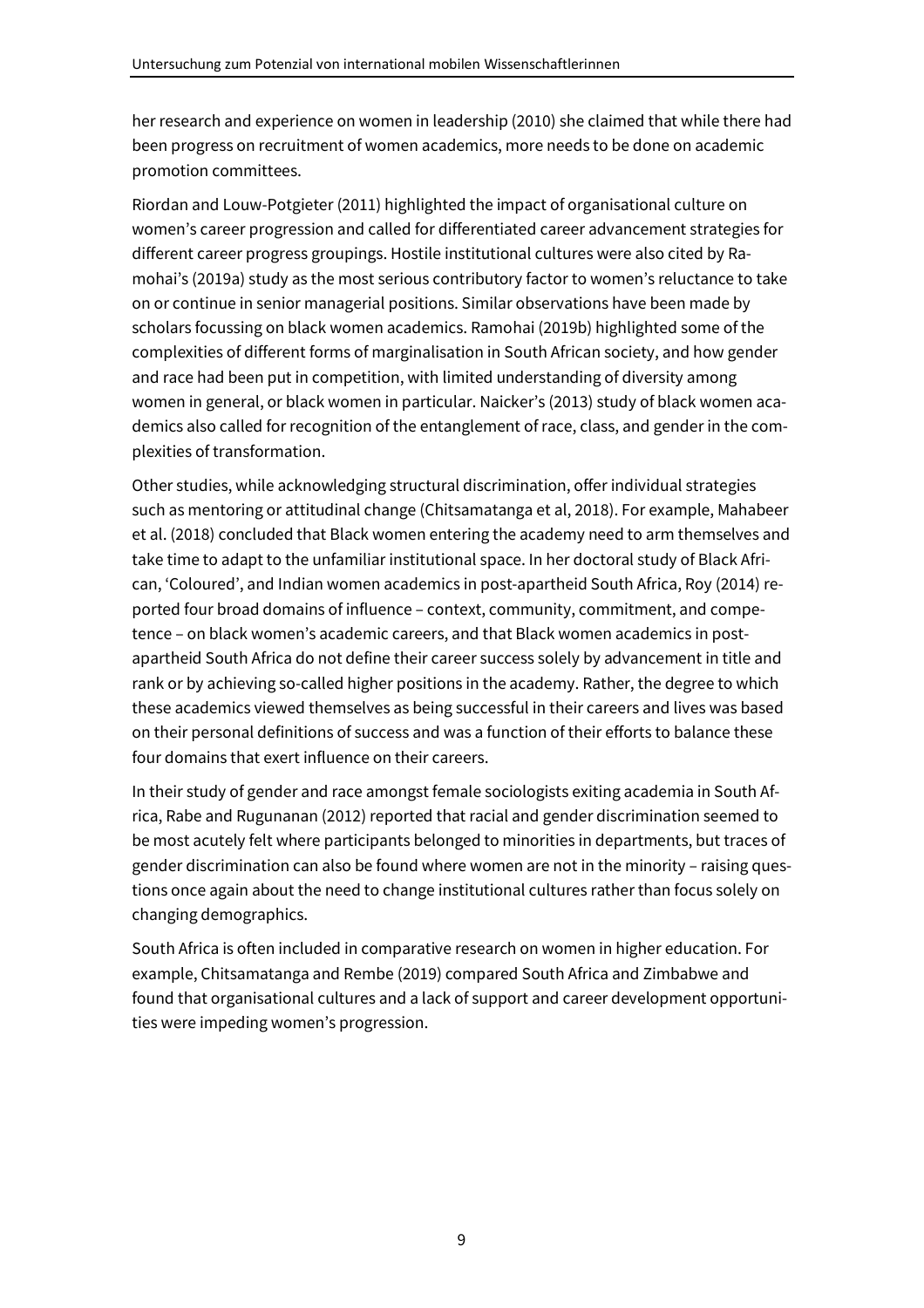her research and experience on women in leadership (2010) she claimed that while there had been progress on recruitment of women academics, more needs to be done on academic promotion committees.

Riordan and Louw-Potgieter (2011) highlighted the impact of organisational culture on women's career progression and called for differentiated career advancement strategies for different career progress groupings. Hostile institutional cultures were also cited by Ramohai's (2019a) study as the most serious contributory factor to women's reluctance to take on or continue in senior managerial positions. Similar observations have been made by scholars focussing on black women academics. Ramohai (2019b) highlighted some of the complexities of different forms of marginalisation in South African society, and how gender and race had been put in competition, with limited understanding of diversity among women in general, or black women in particular. Naicker's (2013) study of black women academics also called for recognition of the entanglement of race, class, and gender in the complexities of transformation.

Other studies, while acknowledging structural discrimination, offer individual strategies such as mentoring or attitudinal change (Chitsamatanga et al, 2018). For example, Mahabeer et al. (2018) concluded that Black women entering the academy need to arm themselves and take time to adapt to the unfamiliar institutional space. In her doctoral study of Black African, 'Coloured', and Indian women academics in post-apartheid South Africa, Roy (2014) reported four broad domains of influence – context, community, commitment, and competence – on black women's academic careers, and that Black women academics in post-apartheid South Africa do not define their career success solely by advancement in title and rank or by achieving so-called higher positions in the academy. Rather, the degree to which these academics viewed themselves as being successful in their careers and lives was based on their personal definitions of success and was a function of their efforts to balance these four domains that exert influence on their careers.

In their study of gender and race amongst female sociologists exiting academia in South Africa, Rabe and Rugunanan (2012) reported that racial and gender discrimination seemed to be most acutely felt where participants belonged to minorities in departments, but traces of gender discrimination can also be found where women are not in the minority – raising questions once again about the need to change institutional cultures rather than focus solely on changing demographics.

South Africa is often included in comparative research on women in higher education. For example, Chitsamatanga and Rembe (2019) compared South Africa and Zimbabwe and found that organisational cultures and a lack of support and career development opportunities were impeding women's progression.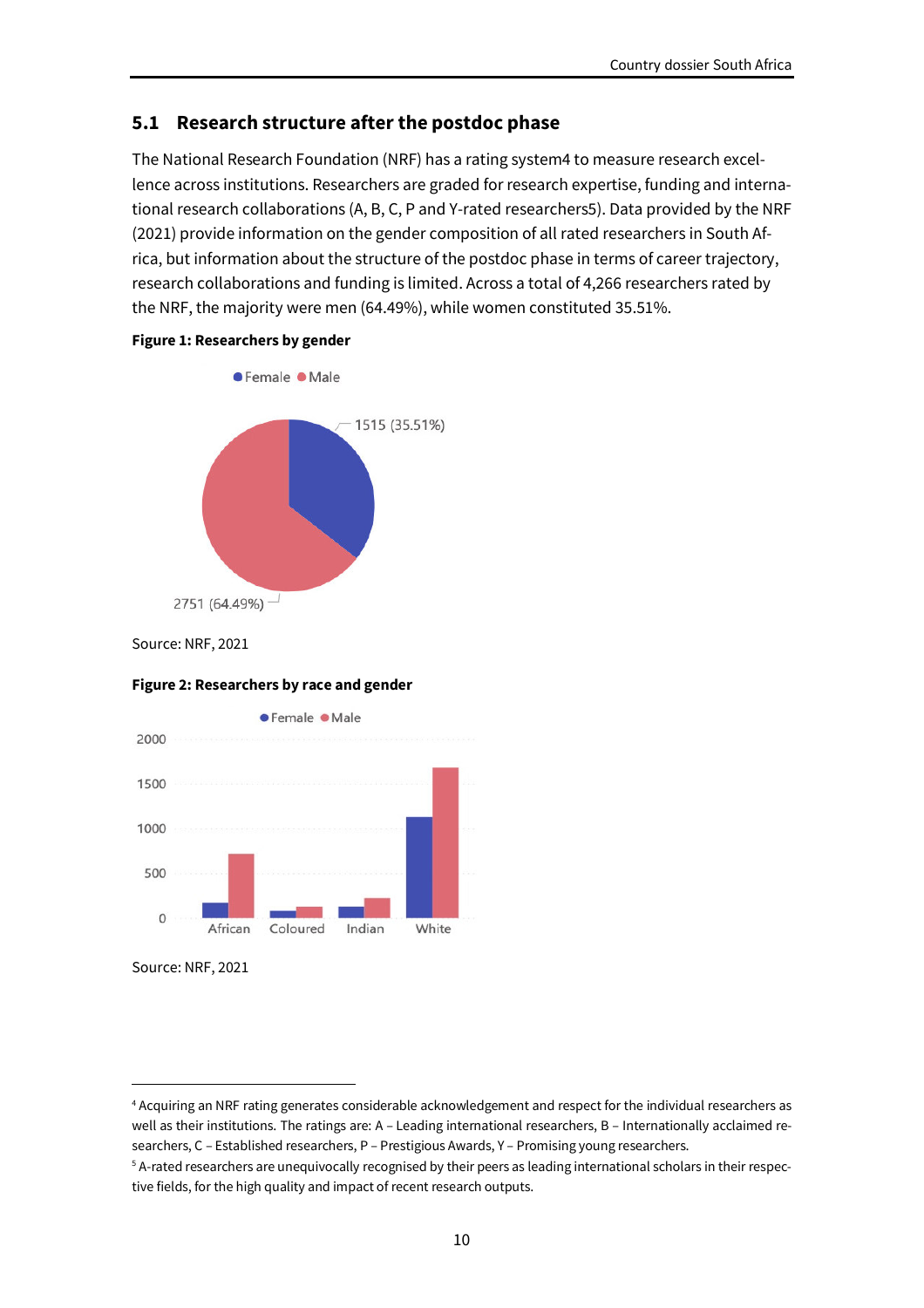## 5.1 Research structure after the postdoc phase

The National Research Foundation (NRF) has a rating system[4] to measure research excellence across institutions. Researchers are graded for research expertise, funding and international research collaborations (A, B, C, P and Y-rated researchers[5]). Data provided by the NRF (2021) provide information on the gender composition of all rated researchers in South Africa, but information about the structure of the postdoc phase in terms of career trajectory, research collaborations and funding is limited. Across a total of 4,266 researchers rated by the NRF, the majority were men (64.49%), while women constituted 35.51%.

**Figure 1: Researchers by gender**

Female: 1515 (35.51%)
Male: 2751 (64.49%)

Source: NRF, 2021

**Figure 2: Researchers by race and gender**

Source: NRF, 2021

---

[4] Acquiring an NRF rating generates considerable acknowledgement and respect for the individual researchers as well as their institutions. The ratings are: A – Leading international researchers, B – Internationally acclaimed researchers, C – Established researchers, P – Prestigious Awards, Y – Promising young researchers.

[5] A-rated researchers are unequivocally recognised by their peers as leading international scholars in their respective fields, for the high quality and impact of recent research outputs.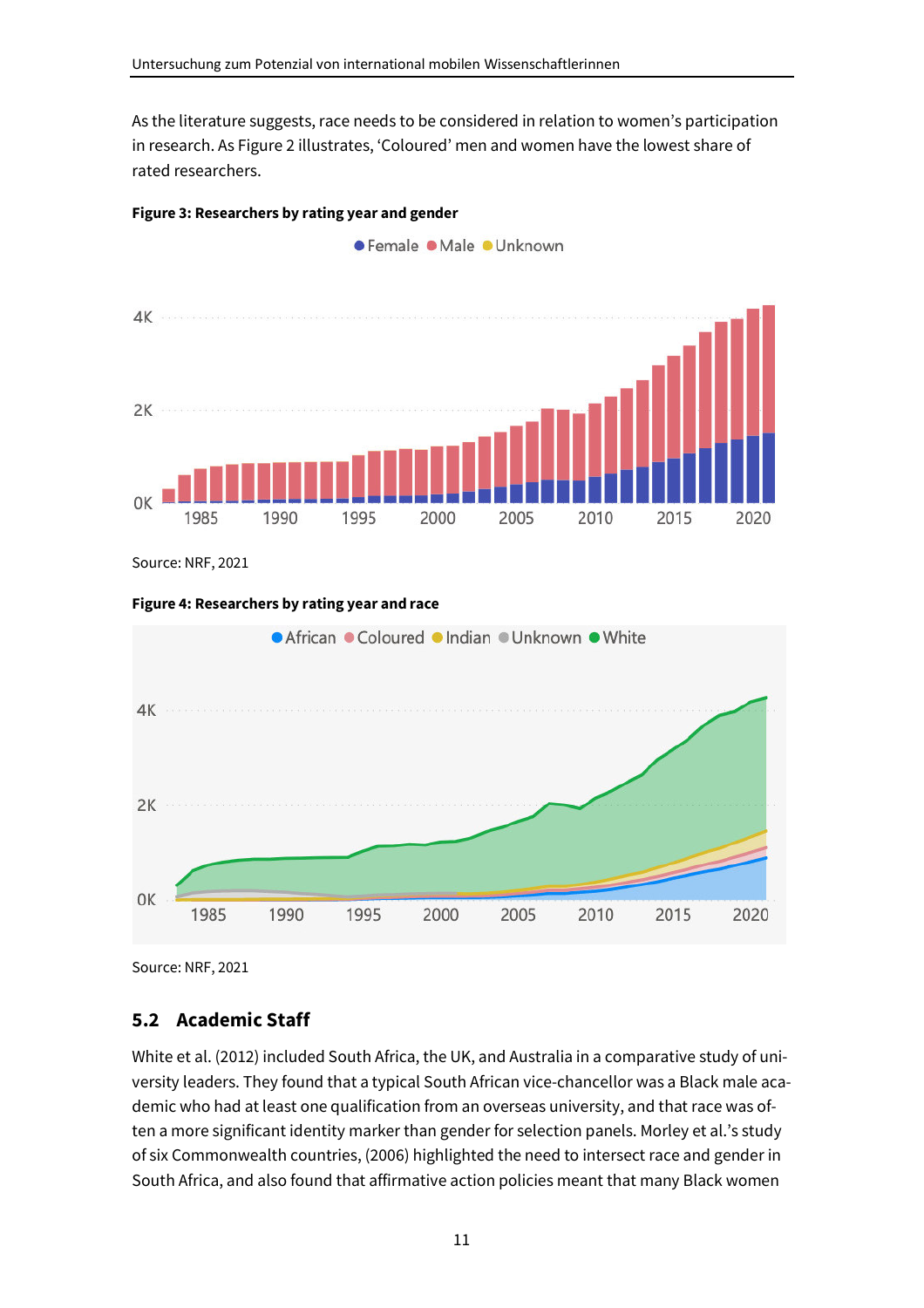As the literature suggests, race needs to be considered in relation to women's participation in research. As Figure 2 illustrates, 'Coloured' men and women have the lowest share of rated researchers.

**Figure 3: Researchers by rating year and gender**

Source: NRF, 2021

**Figure 4: Researchers by rating year and race**

Source: NRF, 2021

## 5.2 Academic Staff

White et al. (2012) included South Africa, the UK, and Australia in a comparative study of university leaders. They found that a typical South African vice-chancellor was a Black male academic who had at least one qualification from an overseas university, and that race was often a more significant identity marker than gender for selection panels. Morley et al.'s study of six Commonwealth countries, (2006) highlighted the need to intersect race and gender in South Africa, and also found that affirmative action policies meant that many Black women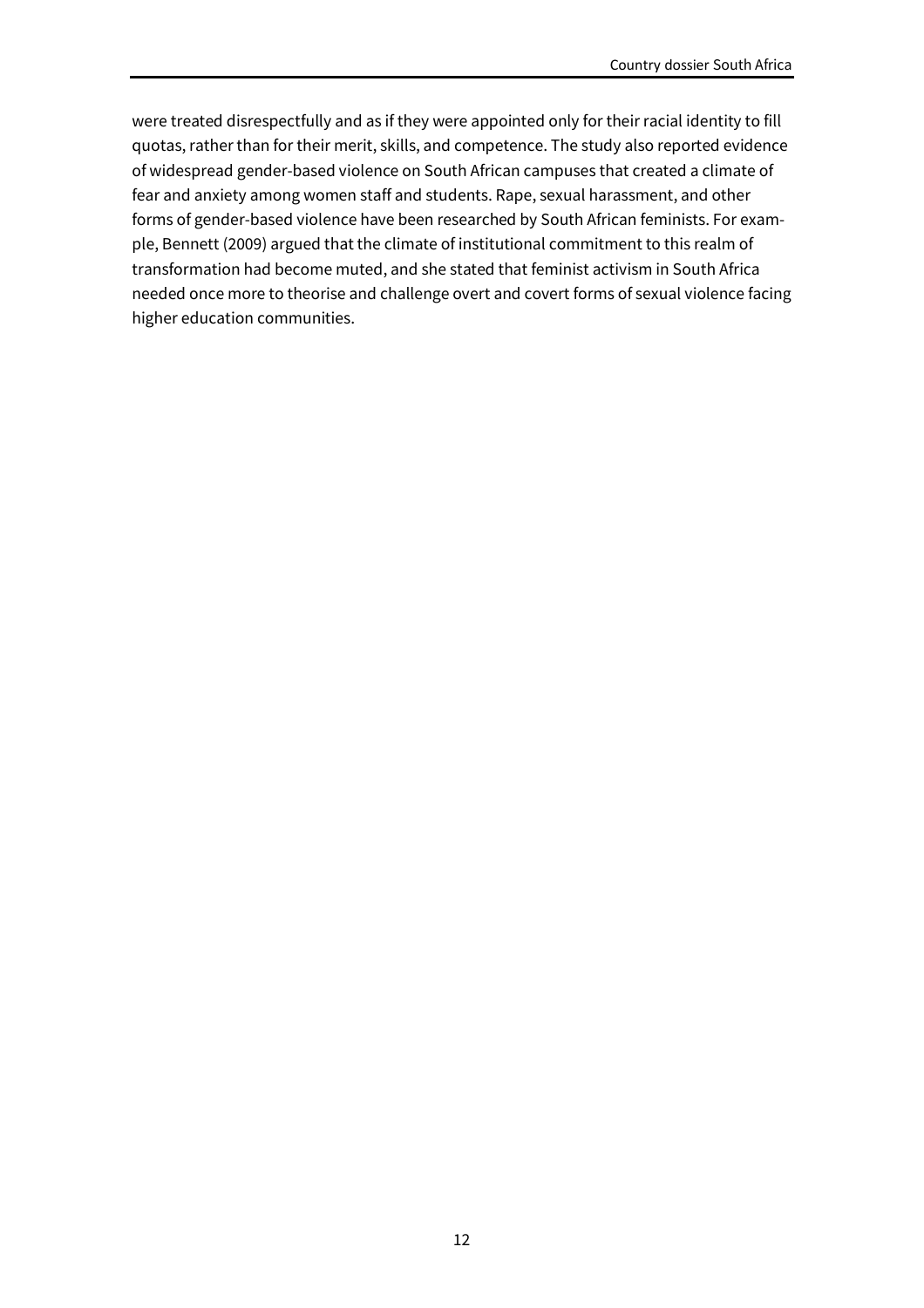were treated disrespectfully and as if they were appointed only for their racial identity to fill quotas, rather than for their merit, skills, and competence. The study also reported evidence of widespread gender-based violence on South African campuses that created a climate of fear and anxiety among women staff and students. Rape, sexual harassment, and other forms of gender-based violence have been researched by South African feminists. For example, Bennett (2009) argued that the climate of institutional commitment to this realm of transformation had become muted, and she stated that feminist activism in South Africa needed once more to theorise and challenge overt and covert forms of sexual violence facing higher education communities.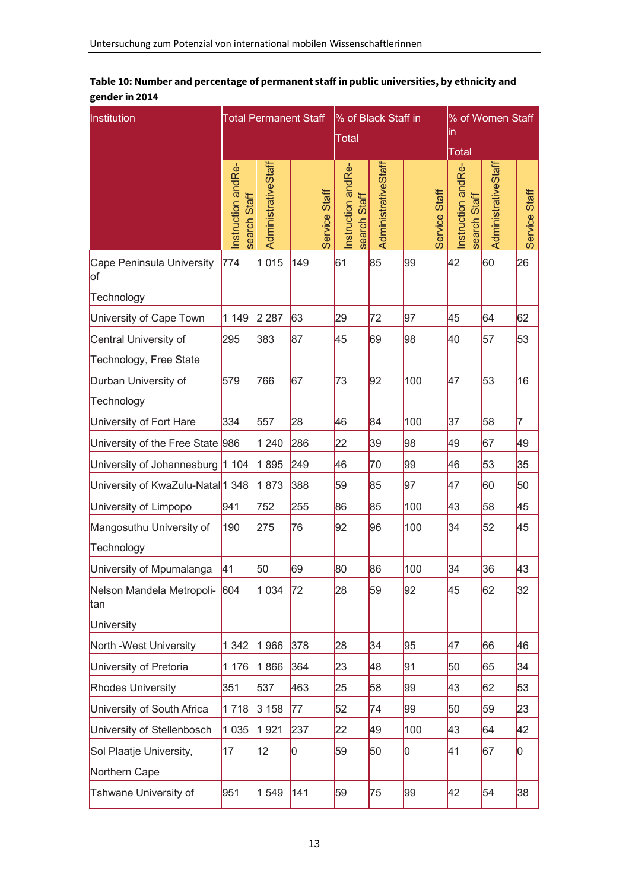**Table 10: Number and percentage of permanent staff in public universities, by ethnicity and gender in 2014**

| Institution | Total Permanent Staff | | | % of Black Staff in Total | | | % of Women Staff in Total | | |
|---|---|---|---|---|---|---|---|---|---|
| | Instruction andRe-search Staff | AdministrativeStaff | Service Staff | Instruction andRe-search Staff | AdministrativeStaff | Service Staff | Instruction andRe-search Staff | AdministrativeStaff | Service Staff |
| Cape Peninsula University of Technology | 774 | 1 015 | 149 | 61 | 85 | 99 | 42 | 60 | 26 |
| University of Cape Town | 1 149 | 2 287 | 63 | 29 | 72 | 97 | 45 | 64 | 62 |
| Central University of Technology, Free State | 295 | 383 | 87 | 45 | 69 | 98 | 40 | 57 | 53 |
| Durban University of Technology | 579 | 766 | 67 | 73 | 92 | 100 | 47 | 53 | 16 |
| University of Fort Hare | 334 | 557 | 28 | 46 | 84 | 100 | 37 | 58 | 7 |
| University of the Free State | 986 | 1 240 | 286 | 22 | 39 | 98 | 49 | 67 | 49 |
| University of Johannesburg | 1 104 | 1 895 | 249 | 46 | 70 | 99 | 46 | 53 | 35 |
| University of KwaZulu-Natal | 1 348 | 1 873 | 388 | 59 | 85 | 97 | 47 | 60 | 50 |
| University of Limpopo | 941 | 752 | 255 | 86 | 85 | 100 | 43 | 58 | 45 |
| Mangosuthu University of Technology | 190 | 275 | 76 | 92 | 96 | 100 | 34 | 52 | 45 |
| University of Mpumalanga | 41 | 50 | 69 | 80 | 86 | 100 | 34 | 36 | 43 |
| Nelson Mandela Metropoli-tan University | 604 | 1 034 | 72 | 28 | 59 | 92 | 45 | 62 | 32 |
| North -West University | 1 342 | 1 966 | 378 | 28 | 34 | 95 | 47 | 66 | 46 |
| University of Pretoria | 1 176 | 1 866 | 364 | 23 | 48 | 91 | 50 | 65 | 34 |
| Rhodes University | 351 | 537 | 463 | 25 | 58 | 99 | 43 | 62 | 53 |
| University of South Africa | 1 718 | 3 158 | 77 | 52 | 74 | 99 | 50 | 59 | 23 |
| University of Stellenbosch | 1 035 | 1 921 | 237 | 22 | 49 | 100 | 43 | 64 | 42 |
| Sol Plaatje University, Northern Cape | 17 | 12 | 0 | 59 | 50 | 0 | 41 | 67 | 0 |
| Tshwane University of | 951 | 1 549 | 141 | 59 | 75 | 99 | 42 | 54 | 38 |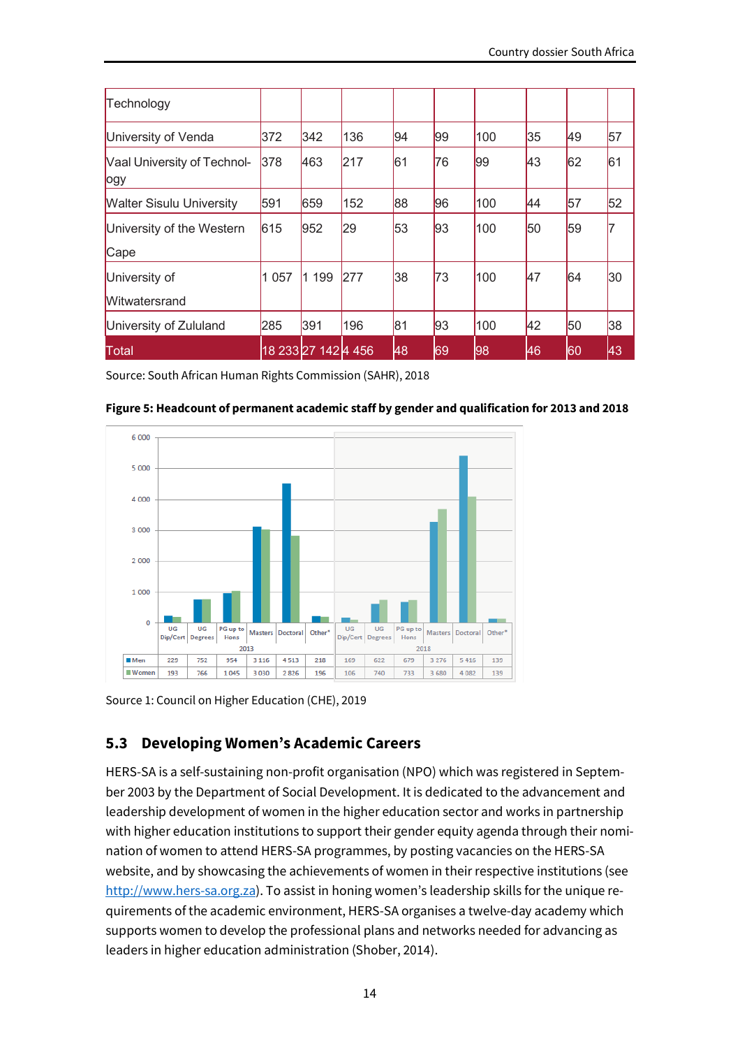| Technology | | | | | | | | | |
|---|---|---|---|---|---|---|---|---|---|
| University of Venda | 372 | 342 | 136 | 94 | 99 | 100 | 35 | 49 | 57 |
| Vaal University of Technology | 378 | 463 | 217 | 61 | 76 | 99 | 43 | 62 | 61 |
| Walter Sisulu University | 591 | 659 | 152 | 88 | 96 | 100 | 44 | 57 | 52 |
| University of the Western Cape | 615 | 952 | 29 | 53 | 93 | 100 | 50 | 59 | 7 |
| University of Witwatersrand | 1 057 | 1 199 | 277 | 38 | 73 | 100 | 47 | 64 | 30 |
| University of Zululand | 285 | 391 | 196 | 81 | 93 | 100 | 42 | 50 | 38 |
| Total | 18 233 | 27 142 | 4 456 | 48 | 69 | 98 | 46 | 60 | 43 |

Source: South African Human Rights Commission (SAHR), 2018

**Figure 5: Headcount of permanent academic staff by gender and qualification for 2013 and 2018**

| | 2013 | | | | | | 2018 | | | | | |
|---|---|---|---|---|---|---|---|---|---|---|---|---|
| | UG Dip/Cert | UG Degrees | PG up to Hons | Masters | Doctoral | Other* | UG Dip/Cert | UG Degrees | PG up to Hons | Masters | Doctoral | Other* |
| Men | 229 | 752 | 954 | 3 116 | 4 513 | 218 | 169 | 622 | 679 | 3 276 | 5 416 | 139 |
| Women | 193 | 766 | 1 045 | 3 030 | 2 826 | 196 | 106 | 740 | 733 | 3 680 | 4 082 | 139 |

Source 1: Council on Higher Education (CHE), 2019

## 5.3 Developing Women's Academic Careers

HERS-SA is a self-sustaining non-profit organisation (NPO) which was registered in September 2003 by the Department of Social Development. It is dedicated to the advancement and leadership development of women in the higher education sector and works in partnership with higher education institutions to support their gender equity agenda through their nomination of women to attend HERS-SA programmes, by posting vacancies on the HERS-SA website, and by showcasing the achievements of women in their respective institutions (see http://www.hers-sa.org.za). To assist in honing women's leadership skills for the unique requirements of the academic environment, HERS-SA organises a twelve-day academy which supports women to develop the professional plans and networks needed for advancing as leaders in higher education administration (Shober, 2014).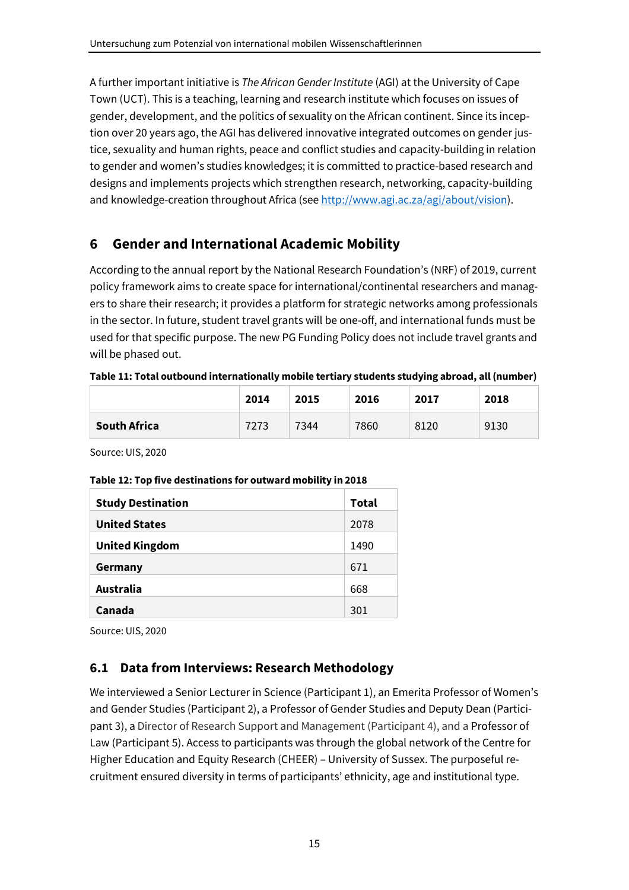A further important initiative is *The African Gender Institute* (AGI) at the University of Cape Town (UCT). This is a teaching, learning and research institute which focuses on issues of gender, development, and the politics of sexuality on the African continent. Since its inception over 20 years ago, the AGI has delivered innovative integrated outcomes on gender justice, sexuality and human rights, peace and conflict studies and capacity-building in relation to gender and women's studies knowledges; it is committed to practice-based research and designs and implements projects which strengthen research, networking, capacity-building and knowledge-creation throughout Africa (see [http://www.agi.ac.za/agi/about/vision](http://www.agi.ac.za/agi/about/vision)).

## 6 Gender and International Academic Mobility

According to the annual report by the National Research Foundation's (NRF) of 2019, current policy framework aims to create space for international/continental researchers and managers to share their research; it provides a platform for strategic networks among professionals in the sector. In future, student travel grants will be one-off, and international funds must be used for that specific purpose. The new PG Funding Policy does not include travel grants and will be phased out.

**Table 11: Total outbound internationally mobile tertiary students studying abroad, all (number)**

| | 2014 | 2015 | 2016 | 2017 | 2018 |
|---|---|---|---|---|---|
| **South Africa** | 7273 | 7344 | 7860 | 8120 | 9130 |

Source: UIS, 2020

**Table 12: Top five destinations for outward mobility in 2018**

| Study Destination | Total |
|---|---|
| **United States** | 2078 |
| **United Kingdom** | 1490 |
| **Germany** | 671 |
| **Australia** | 668 |
| **Canada** | 301 |

Source: UIS, 2020

### 6.1 Data from Interviews: Research Methodology

We interviewed a Senior Lecturer in Science (Participant 1), an Emerita Professor of Women's and Gender Studies (Participant 2), a Professor of Gender Studies and Deputy Dean (Participant 3), a Director of Research Support and Management (Participant 4), and a Professor of Law (Participant 5). Access to participants was through the global network of the Centre for Higher Education and Equity Research (CHEER) – University of Sussex. The purposeful recruitment ensured diversity in terms of participants' ethnicity, age and institutional type.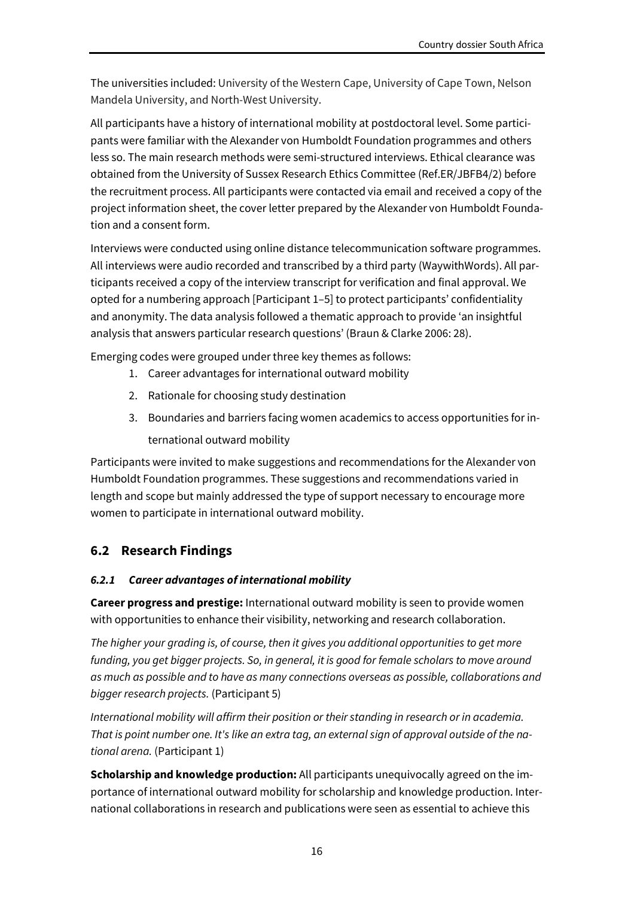The universities included: University of the Western Cape, University of Cape Town, Nelson Mandela University, and North-West University.

All participants have a history of international mobility at postdoctoral level. Some participants were familiar with the Alexander von Humboldt Foundation programmes and others less so. The main research methods were semi-structured interviews. Ethical clearance was obtained from the University of Sussex Research Ethics Committee (Ref.ER/JBFB4/2) before the recruitment process. All participants were contacted via email and received a copy of the project information sheet, the cover letter prepared by the Alexander von Humboldt Foundation and a consent form.

Interviews were conducted using online distance telecommunication software programmes. All interviews were audio recorded and transcribed by a third party (WaywithWords). All participants received a copy of the interview transcript for verification and final approval. We opted for a numbering approach [Participant 1–5] to protect participants' confidentiality and anonymity. The data analysis followed a thematic approach to provide 'an insightful analysis that answers particular research questions' (Braun & Clarke 2006: 28).

Emerging codes were grouped under three key themes as follows:

1. Career advantages for international outward mobility
2. Rationale for choosing study destination
3. Boundaries and barriers facing women academics to access opportunities for international outward mobility

Participants were invited to make suggestions and recommendations for the Alexander von Humboldt Foundation programmes. These suggestions and recommendations varied in length and scope but mainly addressed the type of support necessary to encourage more women to participate in international outward mobility.

## 6.2 Research Findings

#### *6.2.1 Career advantages of international mobility*

**Career progress and prestige:** International outward mobility is seen to provide women with opportunities to enhance their visibility, networking and research collaboration.

*The higher your grading is, of course, then it gives you additional opportunities to get more funding, you get bigger projects. So, in general, it is good for female scholars to move around as much as possible and to have as many connections overseas as possible, collaborations and bigger research projects.* (Participant 5)

*International mobility will affirm their position or their standing in research or in academia. That is point number one. It's like an extra tag, an external sign of approval outside of the national arena.* (Participant 1)

**Scholarship and knowledge production:** All participants unequivocally agreed on the importance of international outward mobility for scholarship and knowledge production. International collaborations in research and publications were seen as essential to achieve this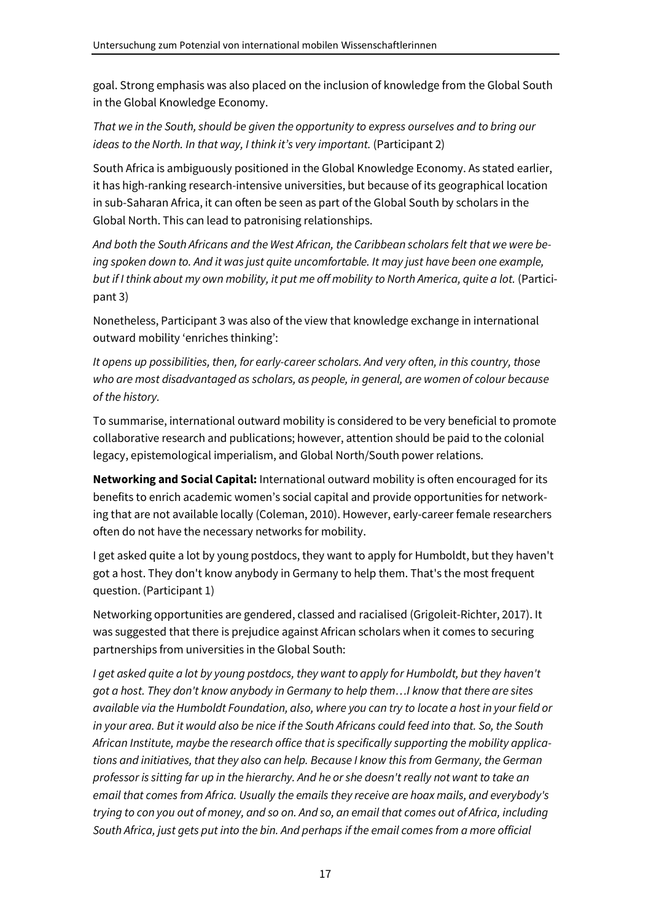goal. Strong emphasis was also placed on the inclusion of knowledge from the Global South in the Global Knowledge Economy.

*That we in the South, should be given the opportunity to express ourselves and to bring our ideas to the North. In that way, I think it's very important.* (Participant 2)

South Africa is ambiguously positioned in the Global Knowledge Economy. As stated earlier, it has high-ranking research-intensive universities, but because of its geographical location in sub-Saharan Africa, it can often be seen as part of the Global South by scholars in the Global North. This can lead to patronising relationships.

*And both the South Africans and the West African, the Caribbean scholars felt that we were being spoken down to. And it was just quite uncomfortable. It may just have been one example, but if I think about my own mobility, it put me off mobility to North America, quite a lot.* (Participant 3)

Nonetheless, Participant 3 was also of the view that knowledge exchange in international outward mobility 'enriches thinking':

*It opens up possibilities, then, for early-career scholars. And very often, in this country, those who are most disadvantaged as scholars, as people, in general, are women of colour because of the history.*

To summarise, international outward mobility is considered to be very beneficial to promote collaborative research and publications; however, attention should be paid to the colonial legacy, epistemological imperialism, and Global North/South power relations.

**Networking and Social Capital:** International outward mobility is often encouraged for its benefits to enrich academic women's social capital and provide opportunities for networking that are not available locally (Coleman, 2010). However, early-career female researchers often do not have the necessary networks for mobility.

I get asked quite a lot by young postdocs, they want to apply for Humboldt, but they haven't got a host. They don't know anybody in Germany to help them. That's the most frequent question. (Participant 1)

Networking opportunities are gendered, classed and racialised (Grigoleit-Richter, 2017). It was suggested that there is prejudice against African scholars when it comes to securing partnerships from universities in the Global South:

*I get asked quite a lot by young postdocs, they want to apply for Humboldt, but they haven't got a host. They don't know anybody in Germany to help them…I know that there are sites available via the Humboldt Foundation, also, where you can try to locate a host in your field or in your area. But it would also be nice if the South Africans could feed into that. So, the South African Institute, maybe the research office that is specifically supporting the mobility applications and initiatives, that they also can help. Because I know this from Germany, the German professor is sitting far up in the hierarchy. And he or she doesn't really not want to take an email that comes from Africa. Usually the emails they receive are hoax mails, and everybody's trying to con you out of money, and so on. And so, an email that comes out of Africa, including South Africa, just gets put into the bin. And perhaps if the email comes from a more official*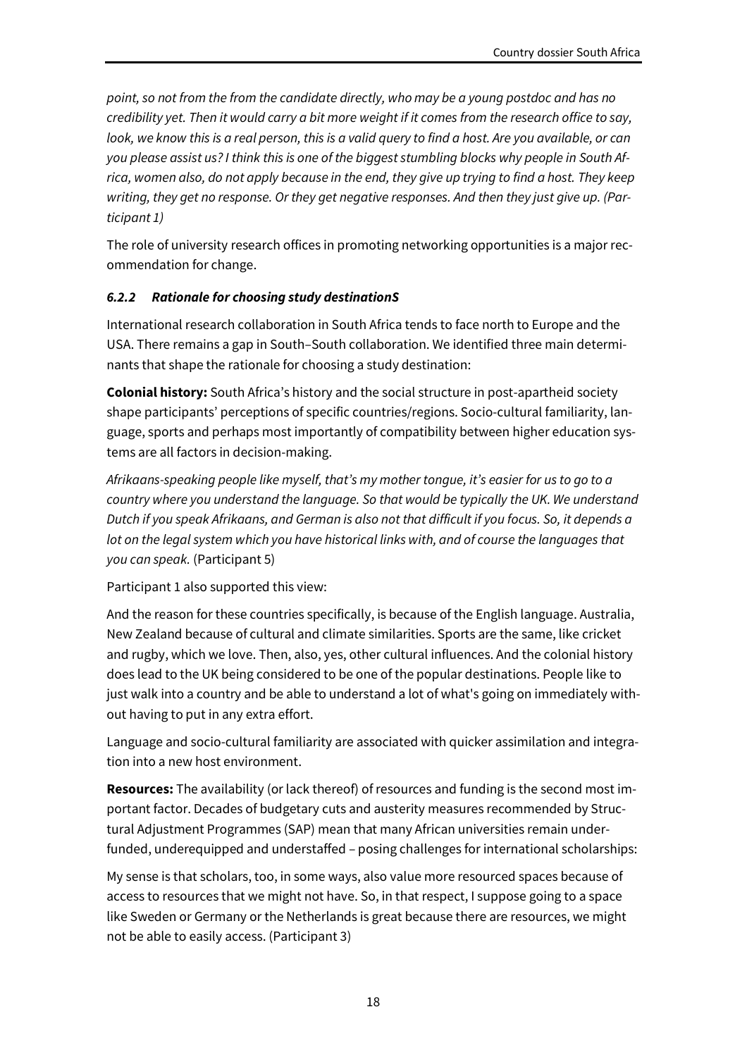*point, so not from the from the candidate directly, who may be a young postdoc and has no credibility yet. Then it would carry a bit more weight if it comes from the research office to say, look, we know this is a real person, this is a valid query to find a host. Are you available, or can you please assist us? I think this is one of the biggest stumbling blocks why people in South Africa, women also, do not apply because in the end, they give up trying to find a host. They keep writing, they get no response. Or they get negative responses. And then they just give up. (Participant 1)*

The role of university research offices in promoting networking opportunities is a major recommendation for change.

### *6.2.2 Rationale for choosing study destinationS*

International research collaboration in South Africa tends to face north to Europe and the USA. There remains a gap in South–South collaboration. We identified three main determinants that shape the rationale for choosing a study destination:

**Colonial history:** South Africa's history and the social structure in post-apartheid society shape participants' perceptions of specific countries/regions. Socio-cultural familiarity, language, sports and perhaps most importantly of compatibility between higher education systems are all factors in decision-making.

*Afrikaans-speaking people like myself, that's my mother tongue, it's easier for us to go to a country where you understand the language. So that would be typically the UK. We understand Dutch if you speak Afrikaans, and German is also not that difficult if you focus. So, it depends a lot on the legal system which you have historical links with, and of course the languages that you can speak.* (Participant 5)

Participant 1 also supported this view:

And the reason for these countries specifically, is because of the English language. Australia, New Zealand because of cultural and climate similarities. Sports are the same, like cricket and rugby, which we love. Then, also, yes, other cultural influences. And the colonial history does lead to the UK being considered to be one of the popular destinations. People like to just walk into a country and be able to understand a lot of what's going on immediately without having to put in any extra effort.

Language and socio-cultural familiarity are associated with quicker assimilation and integration into a new host environment.

**Resources:** The availability (or lack thereof) of resources and funding is the second most important factor. Decades of budgetary cuts and austerity measures recommended by Structural Adjustment Programmes (SAP) mean that many African universities remain underfunded, underequipped and understaffed – posing challenges for international scholarships:

My sense is that scholars, too, in some ways, also value more resourced spaces because of access to resources that we might not have. So, in that respect, I suppose going to a space like Sweden or Germany or the Netherlands is great because there are resources, we might not be able to easily access. (Participant 3)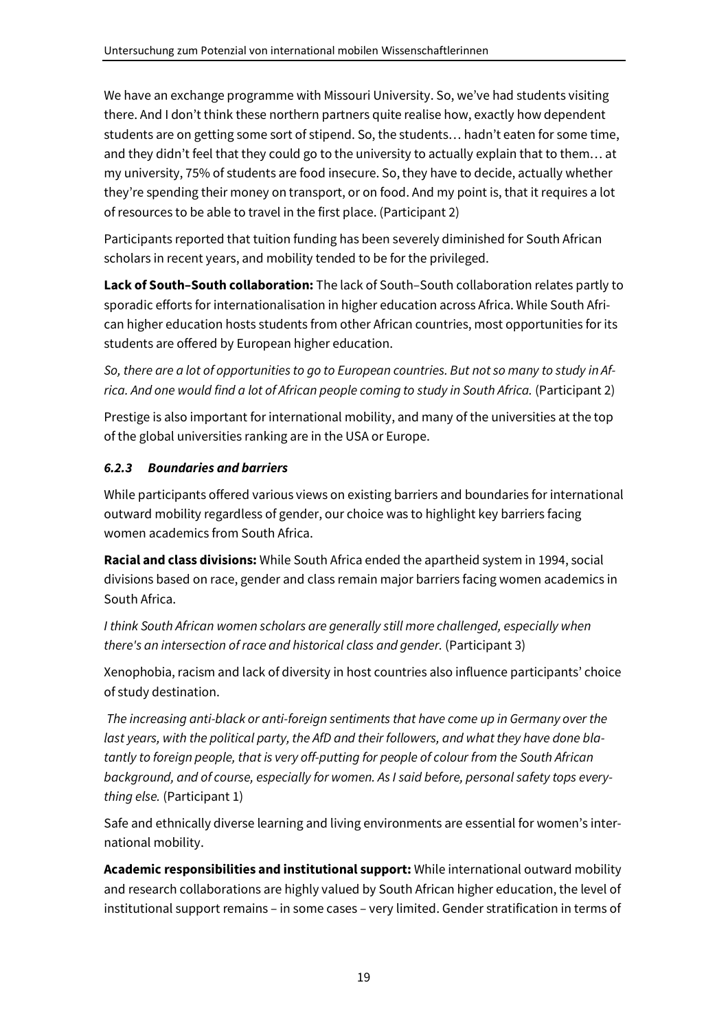We have an exchange programme with Missouri University. So, we've had students visiting there. And I don't think these northern partners quite realise how, exactly how dependent students are on getting some sort of stipend. So, the students… hadn't eaten for some time, and they didn't feel that they could go to the university to actually explain that to them… at my university, 75% of students are food insecure. So, they have to decide, actually whether they're spending their money on transport, or on food. And my point is, that it requires a lot of resources to be able to travel in the first place. (Participant 2)

Participants reported that tuition funding has been severely diminished for South African scholars in recent years, and mobility tended to be for the privileged.

**Lack of South–South collaboration:** The lack of South–South collaboration relates partly to sporadic efforts for internationalisation in higher education across Africa. While South African higher education hosts students from other African countries, most opportunities for its students are offered by European higher education.

*So, there are a lot of opportunities to go to European countries. But not so many to study in Africa. And one would find a lot of African people coming to study in South Africa.* (Participant 2)

Prestige is also important for international mobility, and many of the universities at the top of the global universities ranking are in the USA or Europe.

### *6.2.3 Boundaries and barriers*

While participants offered various views on existing barriers and boundaries for international outward mobility regardless of gender, our choice was to highlight key barriers facing women academics from South Africa.

**Racial and class divisions:** While South Africa ended the apartheid system in 1994, social divisions based on race, gender and class remain major barriers facing women academics in South Africa.

*I think South African women scholars are generally still more challenged, especially when there's an intersection of race and historical class and gender.* (Participant 3)

Xenophobia, racism and lack of diversity in host countries also influence participants' choice of study destination.

*The increasing anti-black or anti-foreign sentiments that have come up in Germany over the last years, with the political party, the AfD and their followers, and what they have done blatantly to foreign people, that is very off-putting for people of colour from the South African background, and of course, especially for women. As I said before, personal safety tops everything else.* (Participant 1)

Safe and ethnically diverse learning and living environments are essential for women's international mobility.

**Academic responsibilities and institutional support:** While international outward mobility and research collaborations are highly valued by South African higher education, the level of institutional support remains – in some cases – very limited. Gender stratification in terms of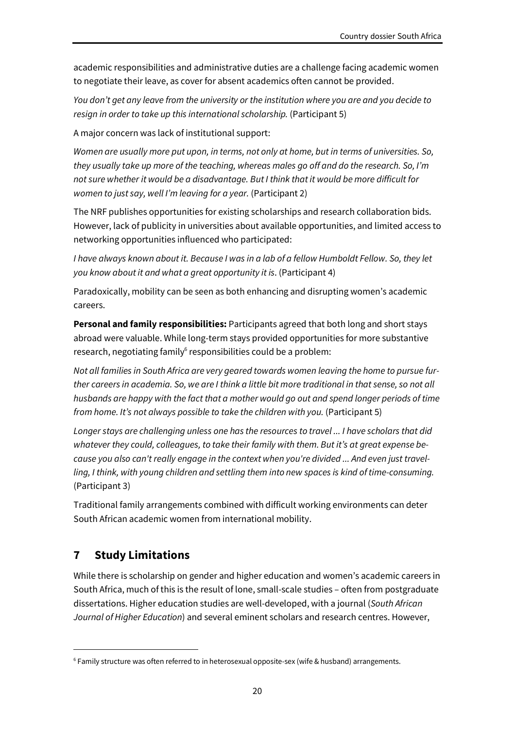academic responsibilities and administrative duties are a challenge facing academic women to negotiate their leave, as cover for absent academics often cannot be provided.

*You don't get any leave from the university or the institution where you are and you decide to resign in order to take up this international scholarship.* (Participant 5)

A major concern was lack of institutional support:

*Women are usually more put upon, in terms, not only at home, but in terms of universities. So, they usually take up more of the teaching, whereas males go off and do the research. So, I'm not sure whether it would be a disadvantage. But I think that it would be more difficult for women to just say, well I'm leaving for a year.* (Participant 2)

The NRF publishes opportunities for existing scholarships and research collaboration bids. However, lack of publicity in universities about available opportunities, and limited access to networking opportunities influenced who participated:

*I have always known about it. Because I was in a lab of a fellow Humboldt Fellow. So, they let you know about it and what a great opportunity it is*. (Participant 4)

Paradoxically, mobility can be seen as both enhancing and disrupting women's academic careers.

**Personal and family responsibilities:** Participants agreed that both long and short stays abroad were valuable. While long-term stays provided opportunities for more substantive research, negotiating family[6] responsibilities could be a problem:

*Not all families in South Africa are very geared towards women leaving the home to pursue further careers in academia. So, we are I think a little bit more traditional in that sense, so not all husbands are happy with the fact that a mother would go out and spend longer periods of time from home. It's not always possible to take the children with you.* (Participant 5)

*Longer stays are challenging unless one has the resources to travel ... I have scholars that did whatever they could, colleagues, to take their family with them. But it's at great expense because you also can't really engage in the context when you're divided ... And even just travelling, I think, with young children and settling them into new spaces is kind of time-consuming.* (Participant 3)

Traditional family arrangements combined with difficult working environments can deter South African academic women from international mobility.

## 7 Study Limitations

While there is scholarship on gender and higher education and women's academic careers in South Africa, much of this is the result of lone, small-scale studies – often from postgraduate dissertations. Higher education studies are well-developed, with a journal (*South African Journal of Higher Education*) and several eminent scholars and research centres. However,

[6] Family structure was often referred to in heterosexual opposite-sex (wife & husband) arrangements.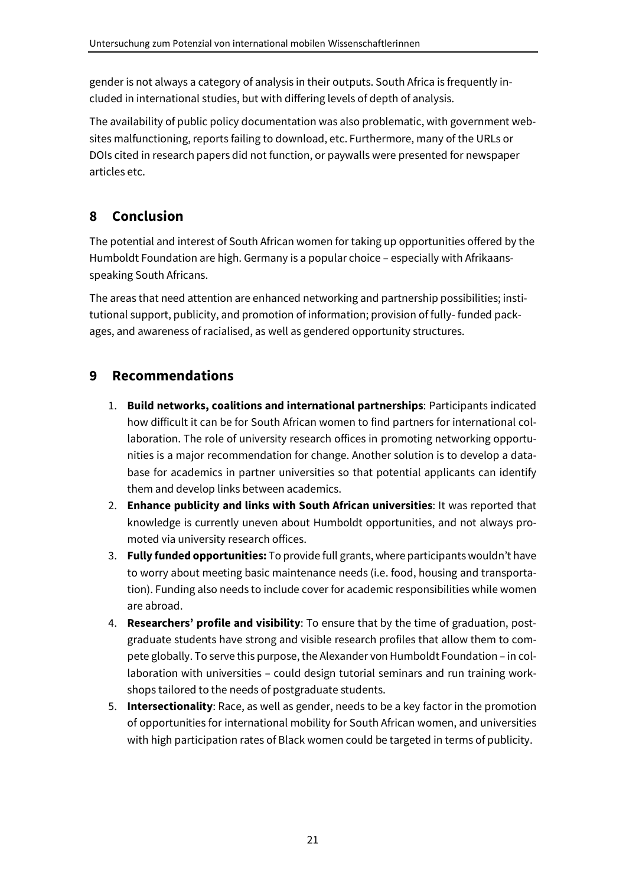gender is not always a category of analysis in their outputs. South Africa is frequently included in international studies, but with differing levels of depth of analysis.

The availability of public policy documentation was also problematic, with government websites malfunctioning, reports failing to download, etc. Furthermore, many of the URLs or DOIs cited in research papers did not function, or paywalls were presented for newspaper articles etc.

## 8 Conclusion

The potential and interest of South African women for taking up opportunities offered by the Humboldt Foundation are high. Germany is a popular choice – especially with Afrikaans-speaking South Africans.

The areas that need attention are enhanced networking and partnership possibilities; institutional support, publicity, and promotion of information; provision of fully- funded packages, and awareness of racialised, as well as gendered opportunity structures.

## 9 Recommendations

1. **Build networks, coalitions and international partnerships**: Participants indicated how difficult it can be for South African women to find partners for international collaboration. The role of university research offices in promoting networking opportunities is a major recommendation for change. Another solution is to develop a database for academics in partner universities so that potential applicants can identify them and develop links between academics.
2. **Enhance publicity and links with South African universities**: It was reported that knowledge is currently uneven about Humboldt opportunities, and not always promoted via university research offices.
3. **Fully funded opportunities:** To provide full grants, where participants wouldn't have to worry about meeting basic maintenance needs (i.e. food, housing and transportation). Funding also needs to include cover for academic responsibilities while women are abroad.
4. **Researchers' profile and visibility**: To ensure that by the time of graduation, postgraduate students have strong and visible research profiles that allow them to compete globally. To serve this purpose, the Alexander von Humboldt Foundation – in collaboration with universities – could design tutorial seminars and run training workshops tailored to the needs of postgraduate students.
5. **Intersectionality**: Race, as well as gender, needs to be a key factor in the promotion of opportunities for international mobility for South African women, and universities with high participation rates of Black women could be targeted in terms of publicity.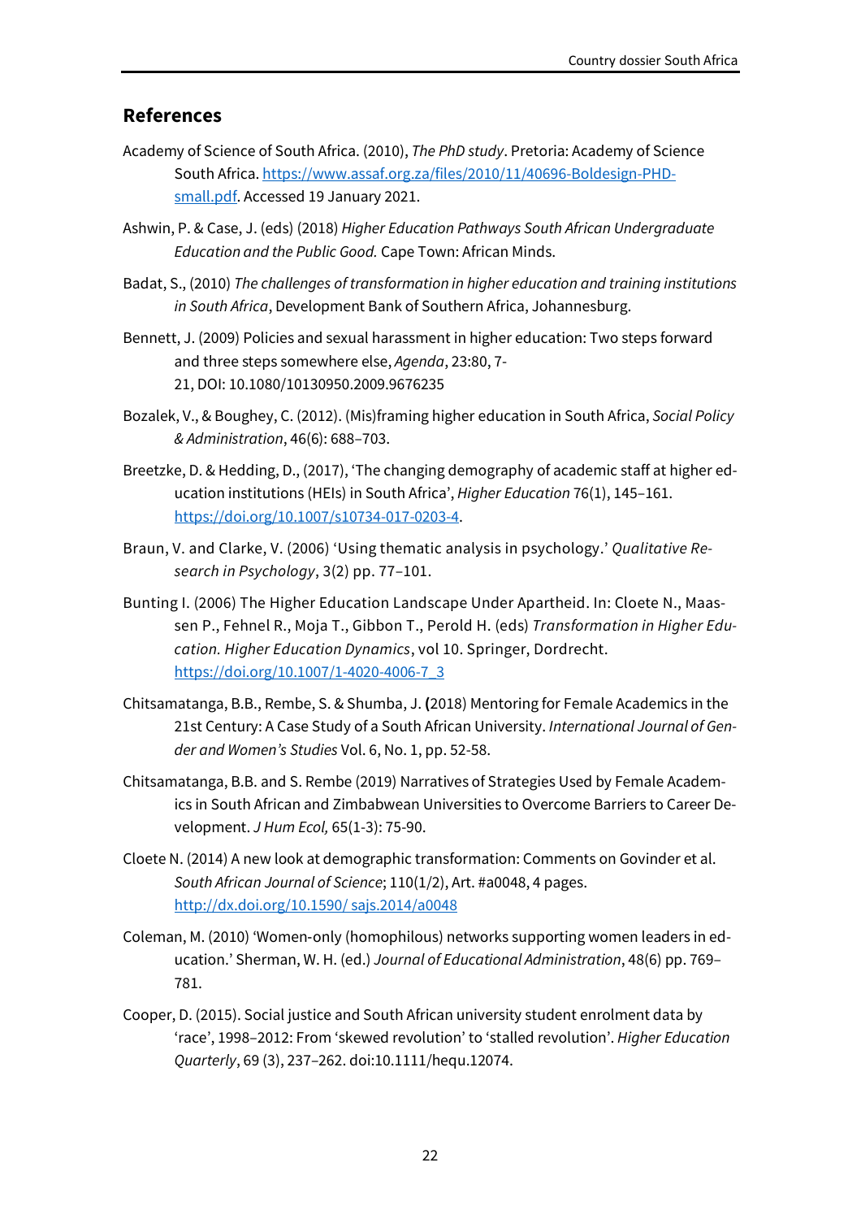## References

Academy of Science of South Africa. (2010), *The PhD study*. Pretoria: Academy of Science South Africa. https://www.assaf.org.za/files/2010/11/40696-Boldesign-PHD-small.pdf. Accessed 19 January 2021.

Ashwin, P. & Case, J. (eds) (2018) *Higher Education Pathways South African Undergraduate Education and the Public Good.* Cape Town: African Minds.

Badat, S., (2010) *The challenges of transformation in higher education and training institutions in South Africa*, Development Bank of Southern Africa, Johannesburg.

Bennett, J. (2009) Policies and sexual harassment in higher education: Two steps forward and three steps somewhere else, *Agenda*, 23:80, 7-21, DOI: 10.1080/10130950.2009.9676235

Bozalek, V., & Boughey, C. (2012). (Mis)framing higher education in South Africa, *Social Policy & Administration*, 46(6): 688–703.

Breetzke, D. & Hedding, D., (2017), 'The changing demography of academic staff at higher education institutions (HEIs) in South Africa', *Higher Education* 76(1), 145–161. https://doi.org/10.1007/s10734-017-0203-4.

Braun, V. and Clarke, V. (2006) 'Using thematic analysis in psychology.' *Qualitative Research in Psychology*, 3(2) pp. 77–101.

Bunting I. (2006) The Higher Education Landscape Under Apartheid. In: Cloete N., Maassen P., Fehnel R., Moja T., Gibbon T., Perold H. (eds) *Transformation in Higher Education. Higher Education Dynamics*, vol 10. Springer, Dordrecht. https://doi.org/10.1007/1-4020-4006-7_3

Chitsamatanga, B.B., Rembe, S. & Shumba, J. **(**2018) Mentoring for Female Academics in the 21st Century: A Case Study of a South African University. *International Journal of Gender and Women's Studies* Vol. 6, No. 1, pp. 52-58.

Chitsamatanga, B.B. and S. Rembe (2019) Narratives of Strategies Used by Female Academics in South African and Zimbabwean Universities to Overcome Barriers to Career Development. *J Hum Ecol,* 65(1-3): 75-90.

Cloete N. (2014) A new look at demographic transformation: Comments on Govinder et al. *South African Journal of Science*; 110(1/2), Art. #a0048, 4 pages. http://dx.doi.org/10.1590/ sajs.2014/a0048

Coleman, M. (2010) 'Women-only (homophilous) networks supporting women leaders in education.' Sherman, W. H. (ed.) *Journal of Educational Administration*, 48(6) pp. 769–781.

Cooper, D. (2015). Social justice and South African university student enrolment data by 'race', 1998–2012: From 'skewed revolution' to 'stalled revolution'. *Higher Education Quarterly*, 69 (3), 237–262. doi:10.1111/hequ.12074.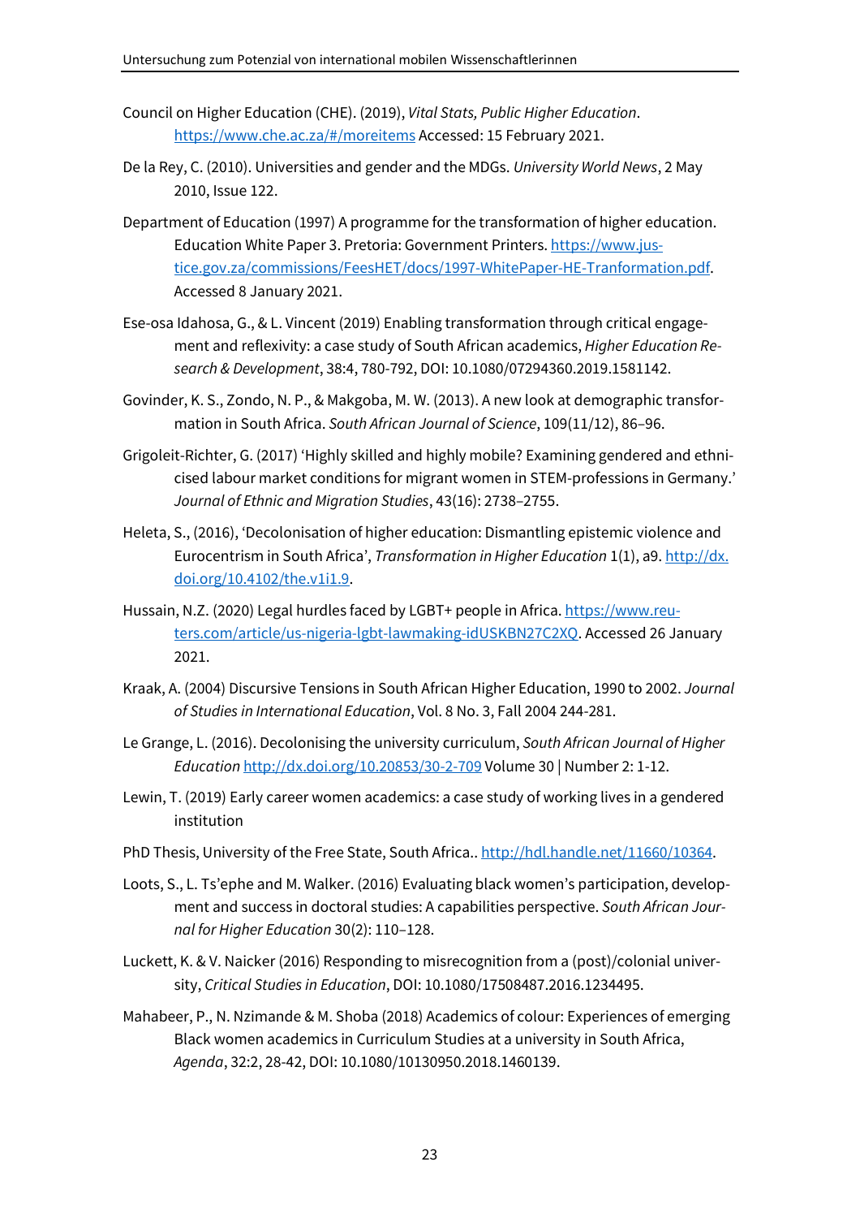Council on Higher Education (CHE). (2019), *Vital Stats, Public Higher Education*. https://www.che.ac.za/#/moreitems Accessed: 15 February 2021.

De la Rey, C. (2010). Universities and gender and the MDGs. *University World News*, 2 May 2010, Issue 122.

Department of Education (1997) A programme for the transformation of higher education. Education White Paper 3. Pretoria: Government Printers. https://www.justice.gov.za/commissions/FeesHET/docs/1997-WhitePaper-HE-Tranformation.pdf. Accessed 8 January 2021.

Ese-osa Idahosa, G., & L. Vincent (2019) Enabling transformation through critical engagement and reflexivity: a case study of South African academics, *Higher Education Research & Development*, 38:4, 780-792, DOI: 10.1080/07294360.2019.1581142.

Govinder, K. S., Zondo, N. P., & Makgoba, M. W. (2013). A new look at demographic transformation in South Africa. *South African Journal of Science*, 109(11/12), 86–96.

Grigoleit-Richter, G. (2017) 'Highly skilled and highly mobile? Examining gendered and ethnicised labour market conditions for migrant women in STEM-professions in Germany.' *Journal of Ethnic and Migration Studies*, 43(16): 2738–2755.

Heleta, S., (2016), 'Decolonisation of higher education: Dismantling epistemic violence and Eurocentrism in South Africa', *Transformation in Higher Education* 1(1), a9. http://dx.doi.org/10.4102/the.v1i1.9.

Hussain, N.Z. (2020) Legal hurdles faced by LGBT+ people in Africa. https://www.reuters.com/article/us-nigeria-lgbt-lawmaking-idUSKBN27C2XQ. Accessed 26 January 2021.

Kraak, A. (2004) Discursive Tensions in South African Higher Education, 1990 to 2002. *Journal of Studies in International Education*, Vol. 8 No. 3, Fall 2004 244-281.

Le Grange, L. (2016). Decolonising the university curriculum, *South African Journal of Higher Education* http://dx.doi.org/10.20853/30-2-709 Volume 30 | Number 2: 1-12.

Lewin, T. (2019) Early career women academics: a case study of working lives in a gendered institution

PhD Thesis, University of the Free State, South Africa.. http://hdl.handle.net/11660/10364.

Loots, S., L. Ts'ephe and M. Walker. (2016) Evaluating black women's participation, development and success in doctoral studies: A capabilities perspective. *South African Journal for Higher Education* 30(2): 110–128.

Luckett, K. & V. Naicker (2016) Responding to misrecognition from a (post)/colonial university, *Critical Studies in Education*, DOI: 10.1080/17508487.2016.1234495.

Mahabeer, P., N. Nzimande & M. Shoba (2018) Academics of colour: Experiences of emerging Black women academics in Curriculum Studies at a university in South Africa, *Agenda*, 32:2, 28-42, DOI: 10.1080/10130950.2018.1460139.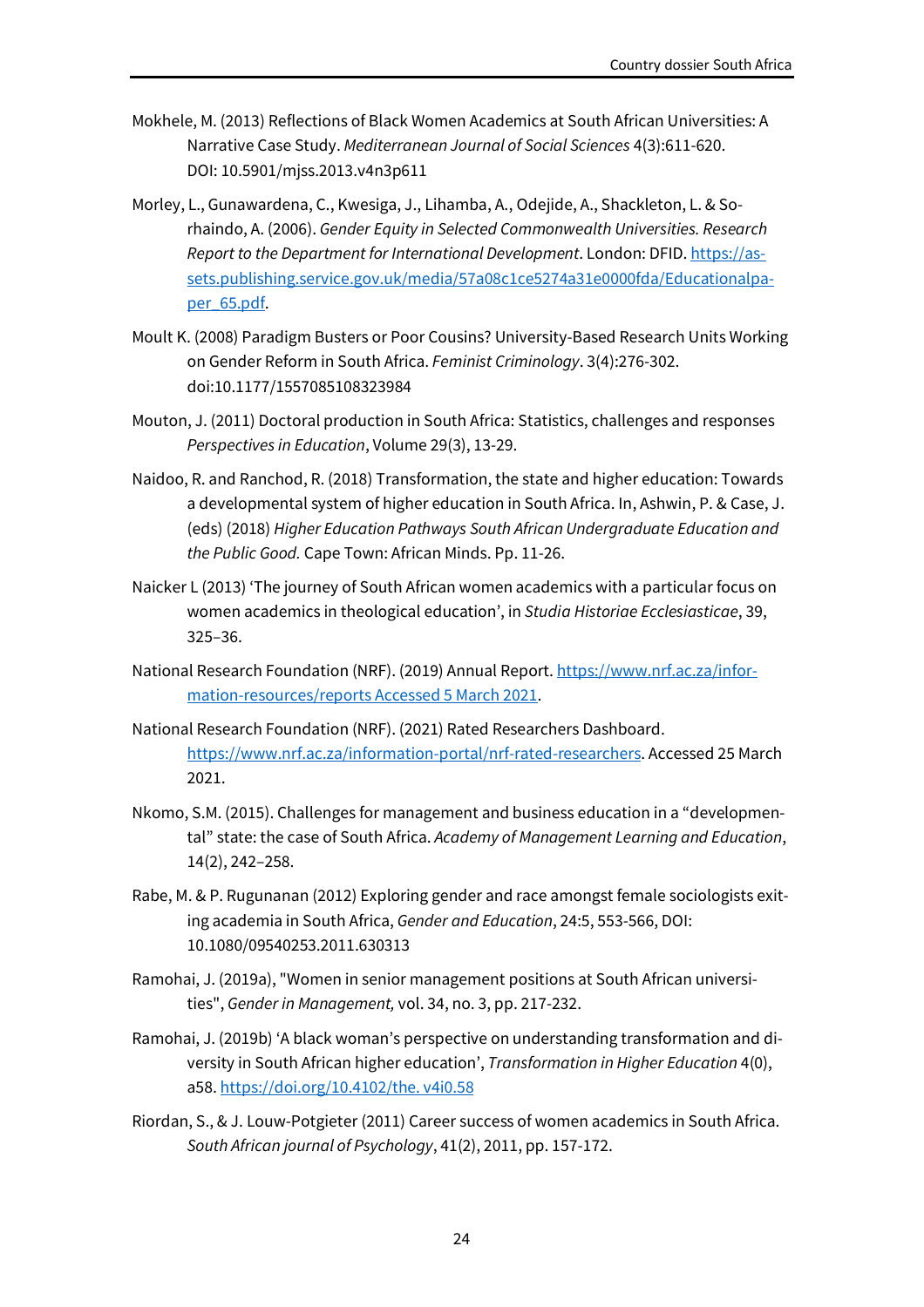Mokhele, M. (2013) Reflections of Black Women Academics at South African Universities: A Narrative Case Study. *Mediterranean Journal of Social Sciences* 4(3):611-620. DOI: 10.5901/mjss.2013.v4n3p611

Morley, L., Gunawardena, C., Kwesiga, J., Lihamba, A., Odejide, A., Shackleton, L. & Sorhaindo, A. (2006). *Gender Equity in Selected Commonwealth Universities. Research Report to the Department for International Development*. London: DFID. [https://assets.publishing.service.gov.uk/media/57a08c1ce5274a31e0000fda/Educationalpaper_65.pdf](https://assets.publishing.service.gov.uk/media/57a08c1ce5274a31e0000fda/Educationalpaper_65.pdf).

Moult K. (2008) Paradigm Busters or Poor Cousins? University-Based Research Units Working on Gender Reform in South Africa. *Feminist Criminology*. 3(4):276-302. doi:10.1177/1557085108323984

Mouton, J. (2011) Doctoral production in South Africa: Statistics, challenges and responses *Perspectives in Education*, Volume 29(3), 13-29.

Naidoo, R. and Ranchod, R. (2018) Transformation, the state and higher education: Towards a developmental system of higher education in South Africa. In, Ashwin, P. & Case, J. (eds) (2018) *Higher Education Pathways South African Undergraduate Education and the Public Good.* Cape Town: African Minds. Pp. 11-26.

Naicker L (2013) 'The journey of South African women academics with a particular focus on women academics in theological education', in *Studia Historiae Ecclesiasticae*, 39, 325–36.

National Research Foundation (NRF). (2019) Annual Report. [https://www.nrf.ac.za/information-resources/reports Accessed 5 March 2021](https://www.nrf.ac.za/information-resources/reports).

National Research Foundation (NRF). (2021) Rated Researchers Dashboard. [https://www.nrf.ac.za/information-portal/nrf-rated-researchers](https://www.nrf.ac.za/information-portal/nrf-rated-researchers). Accessed 25 March 2021.

Nkomo, S.M. (2015). Challenges for management and business education in a "developmental" state: the case of South Africa. *Academy of Management Learning and Education*, 14(2), 242–258.

Rabe, M. & P. Rugunanan (2012) Exploring gender and race amongst female sociologists exiting academia in South Africa, *Gender and Education*, 24:5, 553-566, DOI: 10.1080/09540253.2011.630313

Ramohai, J. (2019a), "Women in senior management positions at South African universities", *Gender in Management,* vol. 34, no. 3, pp. 217-232.

Ramohai, J. (2019b) 'A black woman's perspective on understanding transformation and diversity in South African higher education', *Transformation in Higher Education* 4(0), a58. [https://doi.org/10.4102/the. v4i0.58](https://doi.org/10.4102/the.v4i0.58)

Riordan, S., & J. Louw-Potgieter (2011) Career success of women academics in South Africa. *South African journal of Psychology*, 41(2), 2011, pp. 157-172.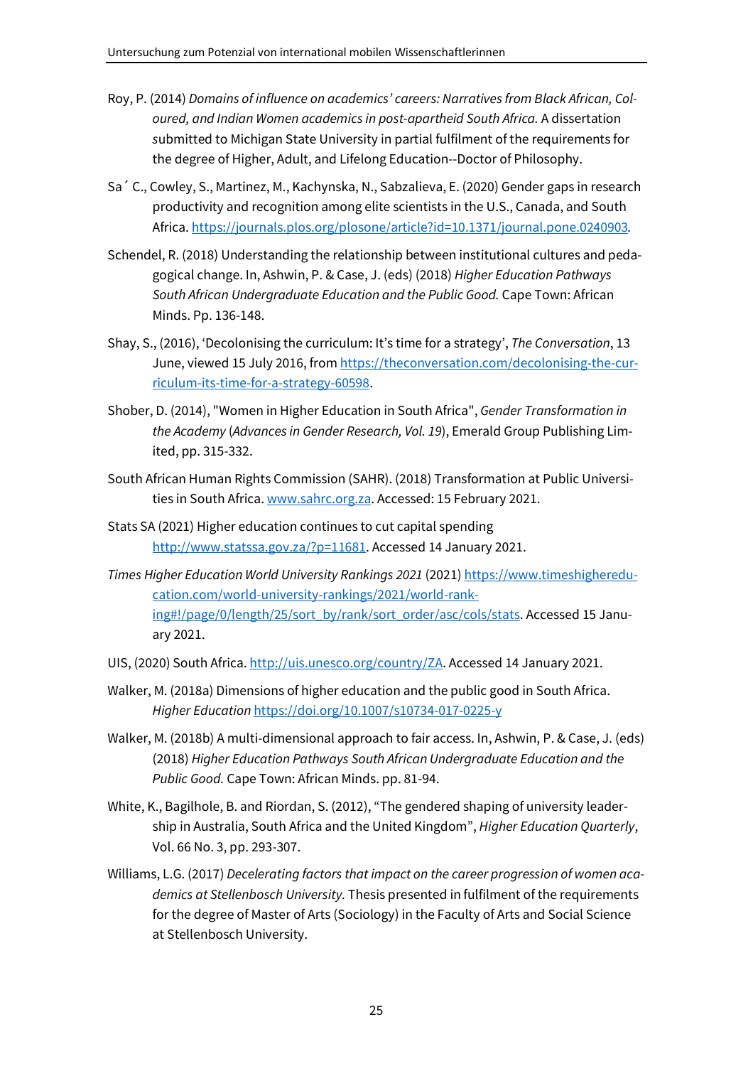Roy, P. (2014) *Domains of influence on academics' careers: Narratives from Black African, Coloured, and Indian Women academics in post-apartheid South Africa.* A dissertation submitted to Michigan State University in partial fulfilment of the requirements for the degree of Higher, Adult, and Lifelong Education--Doctor of Philosophy.

Sa´ C., Cowley, S., Martinez, M., Kachynska, N., Sabzalieva, E. (2020) Gender gaps in research productivity and recognition among elite scientists in the U.S., Canada, and South Africa. https://journals.plos.org/plosone/article?id=10.1371/journal.pone.0240903.

Schendel, R. (2018) Understanding the relationship between institutional cultures and pedagogical change. In, Ashwin, P. & Case, J. (eds) (2018) *Higher Education Pathways South African Undergraduate Education and the Public Good.* Cape Town: African Minds. Pp. 136-148.

Shay, S., (2016), 'Decolonising the curriculum: It's time for a strategy', *The Conversation*, 13 June, viewed 15 July 2016, from https://theconversation.com/decolonising-the-curriculum-its-time-for-a-strategy-60598.

Shober, D. (2014), "Women in Higher Education in South Africa", *Gender Transformation in the Academy* (*Advances in Gender Research, Vol. 19*), Emerald Group Publishing Limited, pp. 315-332.

South African Human Rights Commission (SAHR). (2018) Transformation at Public Universities in South Africa. www.sahrc.org.za. Accessed: 15 February 2021.

Stats SA (2021) Higher education continues to cut capital spending http://www.statssa.gov.za/?p=11681. Accessed 14 January 2021.

*Times Higher Education World University Rankings 2021* (2021) https://www.timeshighereducation.com/world-university-rankings/2021/world-ranking#!/page/0/length/25/sort_by/rank/sort_order/asc/cols/stats. Accessed 15 January 2021.

UIS, (2020) South Africa. http://uis.unesco.org/country/ZA. Accessed 14 January 2021.

Walker, M. (2018a) Dimensions of higher education and the public good in South Africa. *Higher Education* https://doi.org/10.1007/s10734-017-0225-y

Walker, M. (2018b) A multi-dimensional approach to fair access. In, Ashwin, P. & Case, J. (eds) (2018) *Higher Education Pathways South African Undergraduate Education and the Public Good.* Cape Town: African Minds. pp. 81-94.

White, K., Bagilhole, B. and Riordan, S. (2012), "The gendered shaping of university leadership in Australia, South Africa and the United Kingdom", *Higher Education Quarterly*, Vol. 66 No. 3, pp. 293-307.

Williams, L.G. (2017) *Decelerating factors that impact on the career progression of women academics at Stellenbosch University.* Thesis presented in fulfilment of the requirements for the degree of Master of Arts (Sociology) in the Faculty of Arts and Social Science at Stellenbosch University.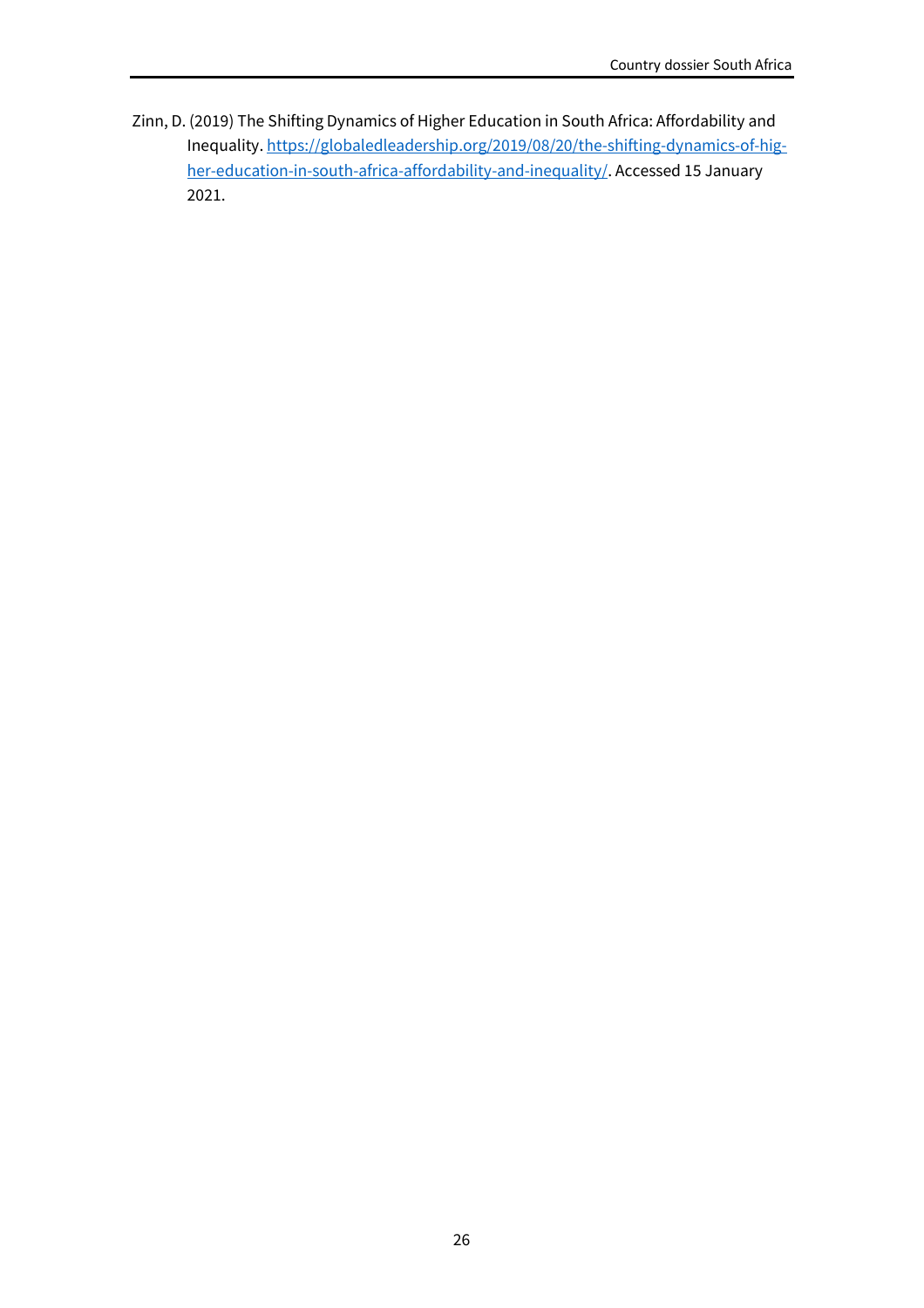Zinn, D. (2019) The Shifting Dynamics of Higher Education in South Africa: Affordability and Inequality. https://globaledleadership.org/2019/08/20/the-shifting-dynamics-of-higher-education-in-south-africa-affordability-and-inequality/. Accessed 15 January 2021.